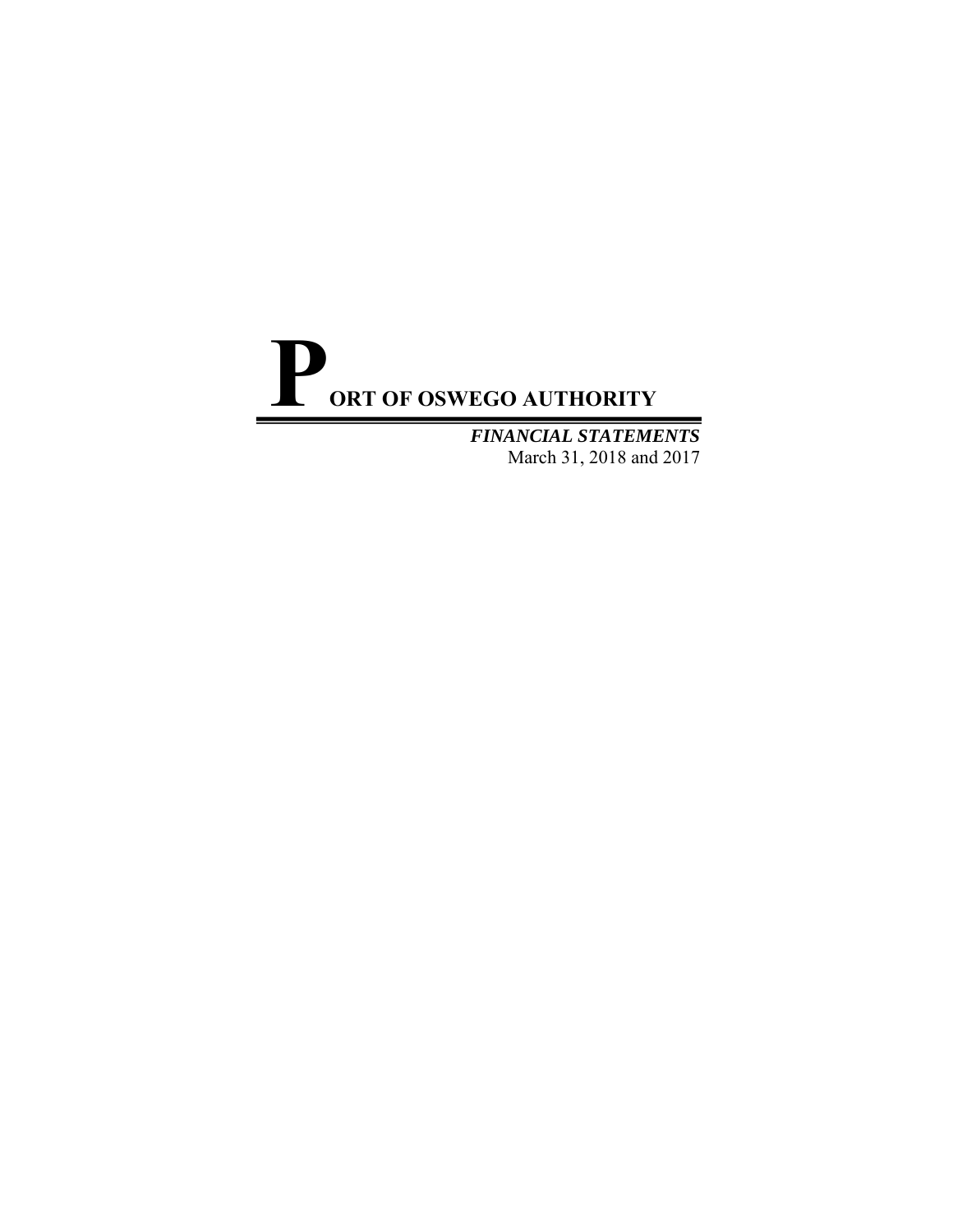# PORT OF OSWEGO AUTHORITY

***FINANCIAL STATEMENTS***
March 31, 2018 and 2017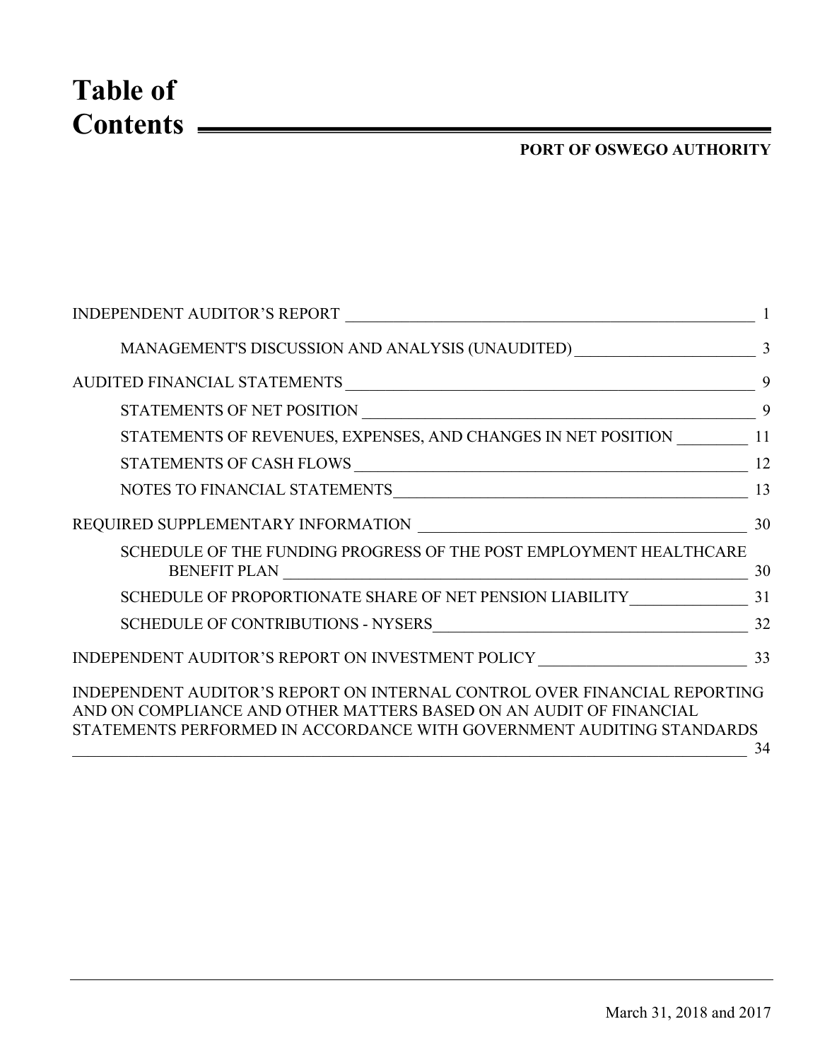# Table of Contents

**PORT OF OSWEGO AUTHORITY**

| | |
|---|---|
| INDEPENDENT AUDITOR'S REPORT | 1 |
| MANAGEMENT'S DISCUSSION AND ANALYSIS (UNAUDITED) | 3 |
| AUDITED FINANCIAL STATEMENTS | 9 |
| STATEMENTS OF NET POSITION | 9 |
| STATEMENTS OF REVENUES, EXPENSES, AND CHANGES IN NET POSITION | 11 |
| STATEMENTS OF CASH FLOWS | 12 |
| NOTES TO FINANCIAL STATEMENTS | 13 |
| REQUIRED SUPPLEMENTARY INFORMATION | 30 |
| SCHEDULE OF THE FUNDING PROGRESS OF THE POST EMPLOYMENT HEALTHCARE BENEFIT PLAN | 30 |
| SCHEDULE OF PROPORTIONATE SHARE OF NET PENSION LIABILITY | 31 |
| SCHEDULE OF CONTRIBUTIONS - NYSERS | 32 |
| INDEPENDENT AUDITOR'S REPORT ON INVESTMENT POLICY | 33 |
| INDEPENDENT AUDITOR'S REPORT ON INTERNAL CONTROL OVER FINANCIAL REPORTING AND ON COMPLIANCE AND OTHER MATTERS BASED ON AN AUDIT OF FINANCIAL STATEMENTS PERFORMED IN ACCORDANCE WITH GOVERNMENT AUDITING STANDARDS | 34 |

March 31, 2018 and 2017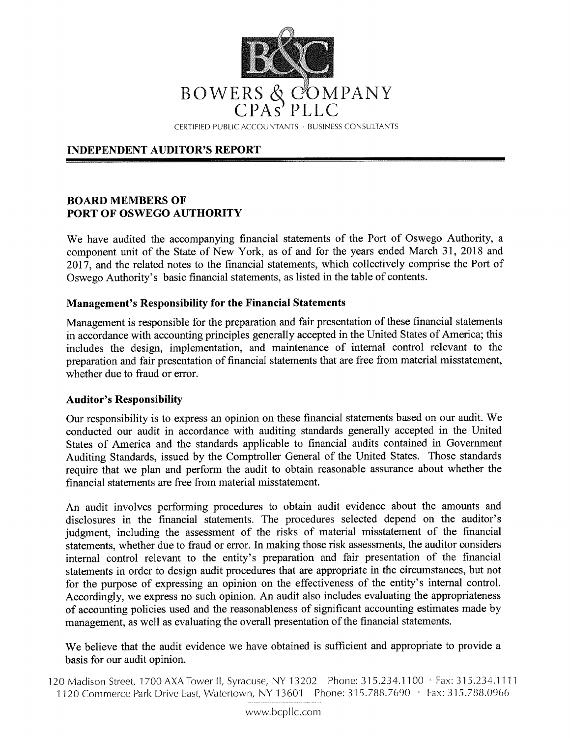BOWERS & COMPANY CPAs PLLC

CERTIFIED PUBLIC ACCOUNTANTS • BUSINESS CONSULTANTS

## INDEPENDENT AUDITOR'S REPORT

**BOARD MEMBERS OF**
**PORT OF OSWEGO AUTHORITY**

We have audited the accompanying financial statements of the Port of Oswego Authority, a component unit of the State of New York, as of and for the years ended March 31, 2018 and 2017, and the related notes to the financial statements, which collectively comprise the Port of Oswego Authority's basic financial statements, as listed in the table of contents.

### Management's Responsibility for the Financial Statements

Management is responsible for the preparation and fair presentation of these financial statements in accordance with accounting principles generally accepted in the United States of America; this includes the design, implementation, and maintenance of internal control relevant to the preparation and fair presentation of financial statements that are free from material misstatement, whether due to fraud or error.

### Auditor's Responsibility

Our responsibility is to express an opinion on these financial statements based on our audit. We conducted our audit in accordance with auditing standards generally accepted in the United States of America and the standards applicable to financial audits contained in Government Auditing Standards, issued by the Comptroller General of the United States. Those standards require that we plan and perform the audit to obtain reasonable assurance about whether the financial statements are free from material misstatement.

An audit involves performing procedures to obtain audit evidence about the amounts and disclosures in the financial statements. The procedures selected depend on the auditor's judgment, including the assessment of the risks of material misstatement of the financial statements, whether due to fraud or error. In making those risk assessments, the auditor considers internal control relevant to the entity's preparation and fair presentation of the financial statements in order to design audit procedures that are appropriate in the circumstances, but not for the purpose of expressing an opinion on the effectiveness of the entity's internal control. Accordingly, we express no such opinion. An audit also includes evaluating the appropriateness of accounting policies used and the reasonableness of significant accounting estimates made by management, as well as evaluating the overall presentation of the financial statements.

We believe that the audit evidence we have obtained is sufficient and appropriate to provide a basis for our audit opinion.

120 Madison Street, 1700 AXA Tower II, Syracuse, NY 13202 Phone: 315.234.1100 • Fax: 315.234.1111
1120 Commerce Park Drive East, Watertown, NY 13601 Phone: 315.788.7690 • Fax: 315.788.0966

www.bcpllc.com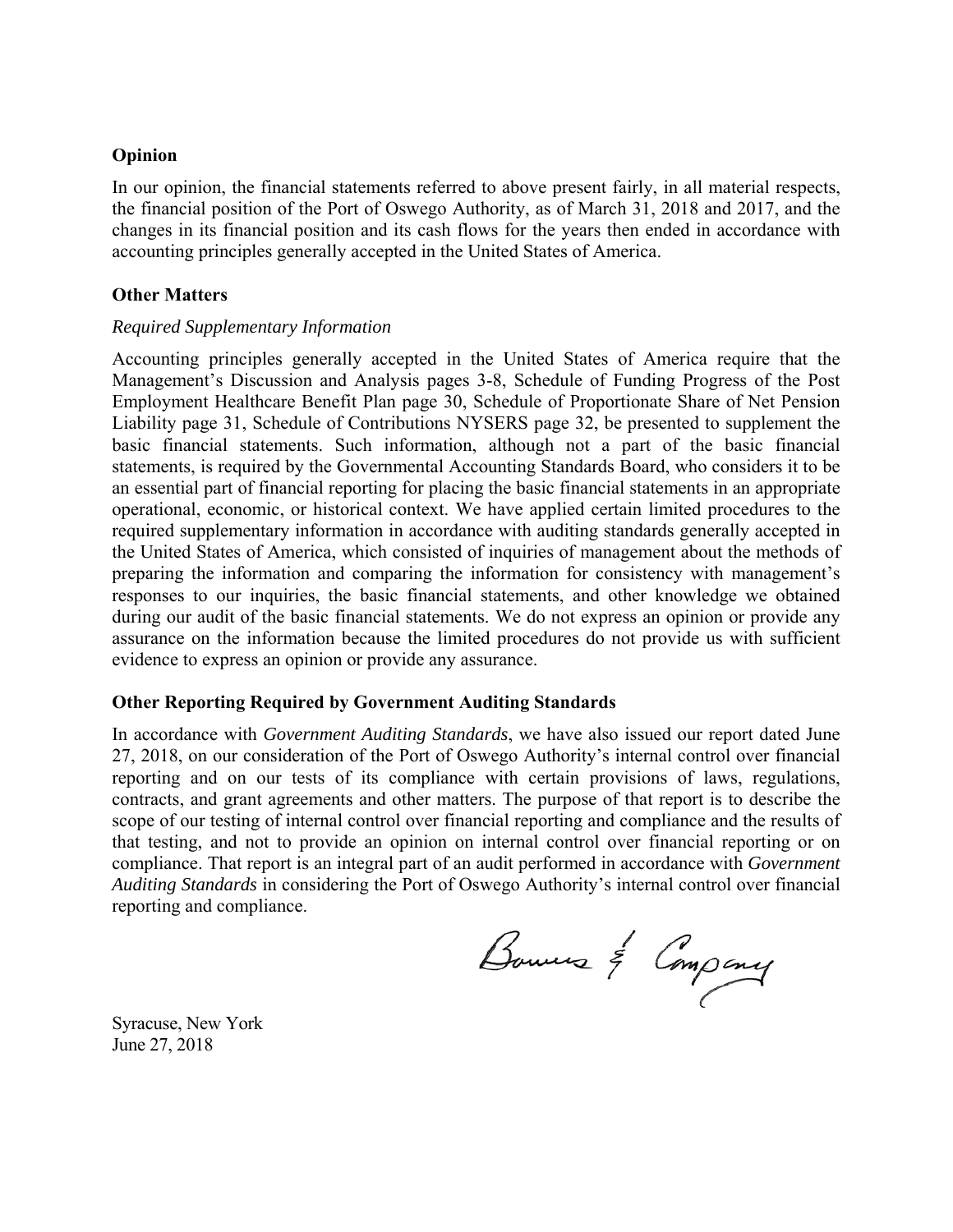## Opinion

In our opinion, the financial statements referred to above present fairly, in all material respects, the financial position of the Port of Oswego Authority, as of March 31, 2018 and 2017, and the changes in its financial position and its cash flows for the years then ended in accordance with accounting principles generally accepted in the United States of America.

## Other Matters

*Required Supplementary Information*

Accounting principles generally accepted in the United States of America require that the Management's Discussion and Analysis pages 3-8, Schedule of Funding Progress of the Post Employment Healthcare Benefit Plan page 30, Schedule of Proportionate Share of Net Pension Liability page 31, Schedule of Contributions NYSERS page 32, be presented to supplement the basic financial statements. Such information, although not a part of the basic financial statements, is required by the Governmental Accounting Standards Board, who considers it to be an essential part of financial reporting for placing the basic financial statements in an appropriate operational, economic, or historical context. We have applied certain limited procedures to the required supplementary information in accordance with auditing standards generally accepted in the United States of America, which consisted of inquiries of management about the methods of preparing the information and comparing the information for consistency with management's responses to our inquiries, the basic financial statements, and other knowledge we obtained during our audit of the basic financial statements. We do not express an opinion or provide any assurance on the information because the limited procedures do not provide us with sufficient evidence to express an opinion or provide any assurance.

## Other Reporting Required by Government Auditing Standards

In accordance with *Government Auditing Standards*, we have also issued our report dated June 27, 2018, on our consideration of the Port of Oswego Authority's internal control over financial reporting and on our tests of its compliance with certain provisions of laws, regulations, contracts, and grant agreements and other matters. The purpose of that report is to describe the scope of our testing of internal control over financial reporting and compliance and the results of that testing, and not to provide an opinion on internal control over financial reporting or on compliance. That report is an integral part of an audit performed in accordance with *Government Auditing Standards* in considering the Port of Oswego Authority's internal control over financial reporting and compliance.

Bowers & Company

Syracuse, New York
June 27, 2018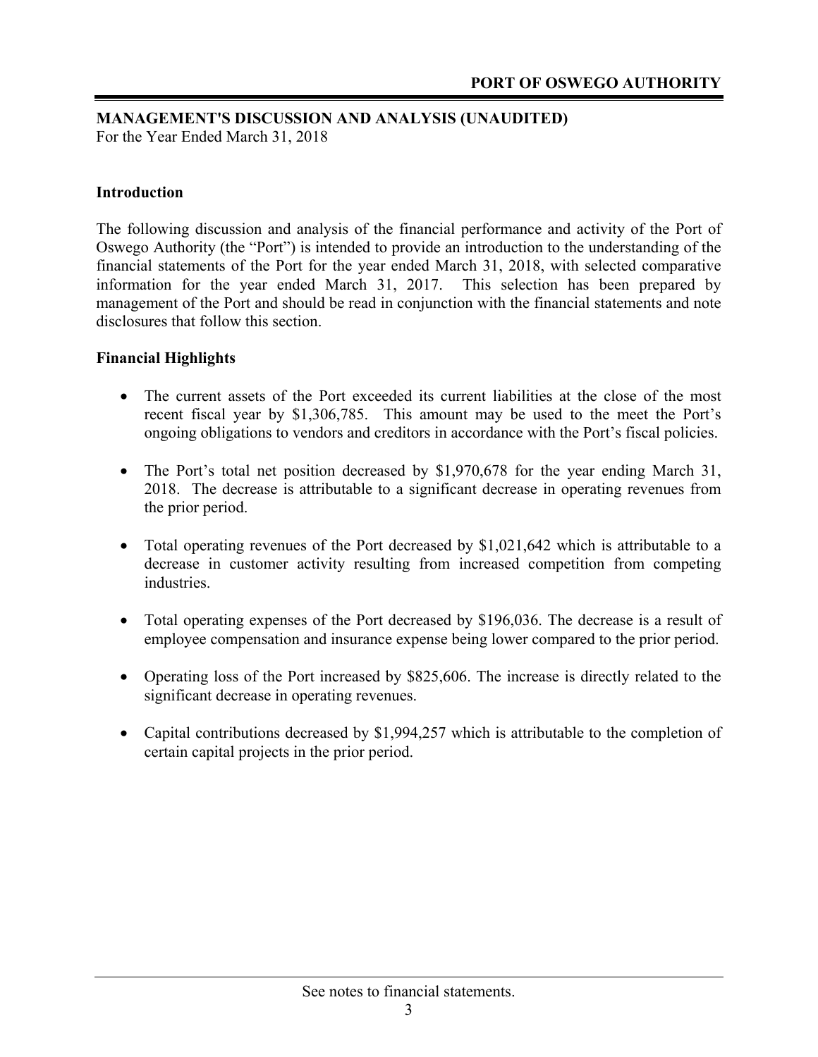## MANAGEMENT'S DISCUSSION AND ANALYSIS (UNAUDITED)

For the Year Ended March 31, 2018

### Introduction

The following discussion and analysis of the financial performance and activity of the Port of Oswego Authority (the "Port") is intended to provide an introduction to the understanding of the financial statements of the Port for the year ended March 31, 2018, with selected comparative information for the year ended March 31, 2017. This selection has been prepared by management of the Port and should be read in conjunction with the financial statements and note disclosures that follow this section.

### Financial Highlights

- The current assets of the Port exceeded its current liabilities at the close of the most recent fiscal year by $1,306,785. This amount may be used to the meet the Port's ongoing obligations to vendors and creditors in accordance with the Port's fiscal policies.

- The Port's total net position decreased by $1,970,678 for the year ending March 31, 2018. The decrease is attributable to a significant decrease in operating revenues from the prior period.

- Total operating revenues of the Port decreased by $1,021,642 which is attributable to a decrease in customer activity resulting from increased competition from competing industries.

- Total operating expenses of the Port decreased by $196,036. The decrease is a result of employee compensation and insurance expense being lower compared to the prior period.

- Operating loss of the Port increased by $825,606. The increase is directly related to the significant decrease in operating revenues.

- Capital contributions decreased by $1,994,257 which is attributable to the completion of certain capital projects in the prior period.

See notes to financial statements.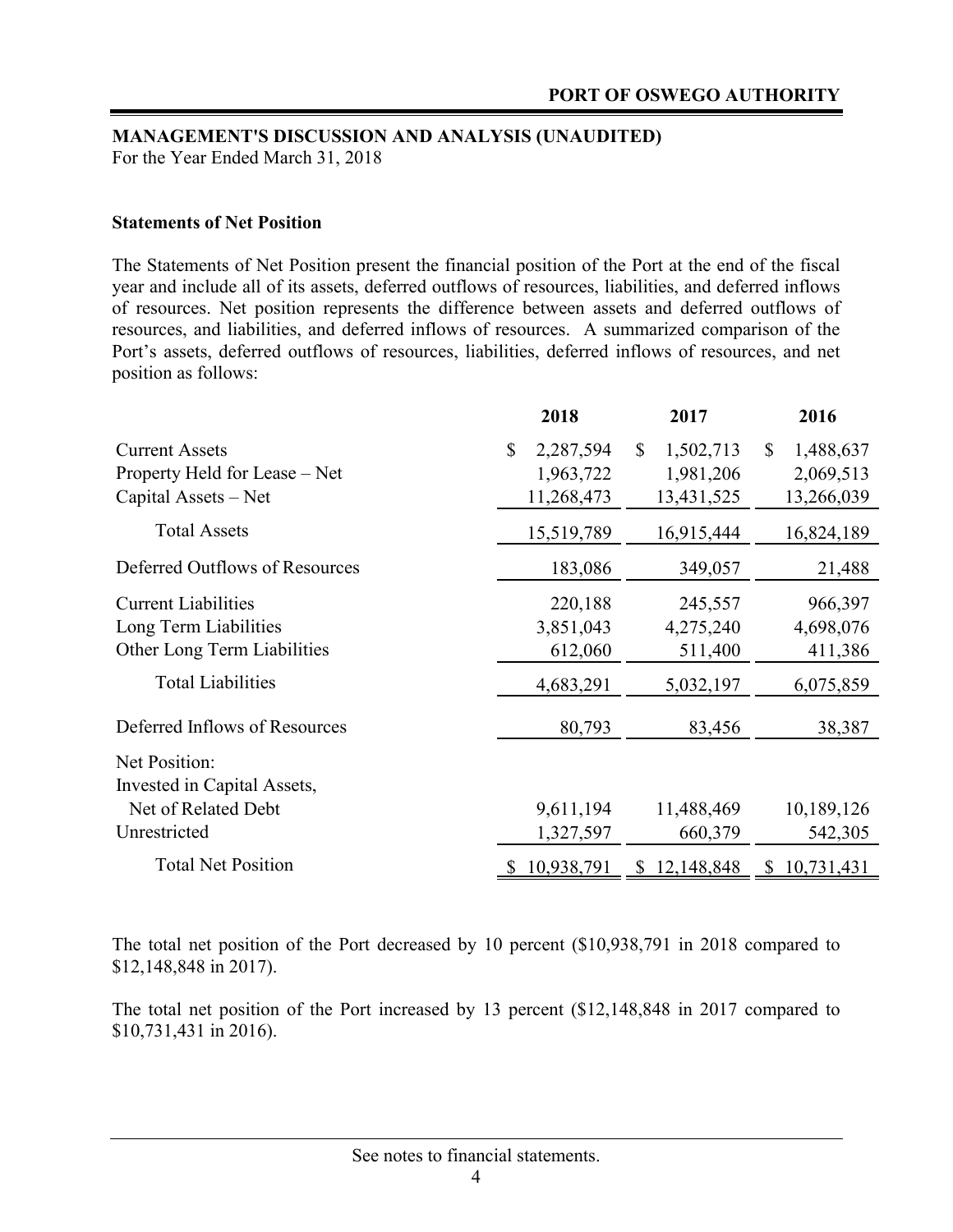**MANAGEMENT'S DISCUSSION AND ANALYSIS (UNAUDITED)**
For the Year Ended March 31, 2018

**Statements of Net Position**

The Statements of Net Position present the financial position of the Port at the end of the fiscal year and include all of its assets, deferred outflows of resources, liabilities, and deferred inflows of resources. Net position represents the difference between assets and deferred outflows of resources, and liabilities, and deferred inflows of resources. A summarized comparison of the Port's assets, deferred outflows of resources, liabilities, deferred inflows of resources, and net position as follows:

| | 2018 | 2017 | 2016 |
|---|---|---|---|
| Current Assets | $ 2,287,594 | $ 1,502,713 | $ 1,488,637 |
| Property Held for Lease – Net | 1,963,722 | 1,981,206 | 2,069,513 |
| Capital Assets – Net | 11,268,473 | 13,431,525 | 13,266,039 |
| Total Assets | 15,519,789 | 16,915,444 | 16,824,189 |
| Deferred Outflows of Resources | 183,086 | 349,057 | 21,488 |
| Current Liabilities | 220,188 | 245,557 | 966,397 |
| Long Term Liabilities | 3,851,043 | 4,275,240 | 4,698,076 |
| Other Long Term Liabilities | 612,060 | 511,400 | 411,386 |
| Total Liabilities | 4,683,291 | 5,032,197 | 6,075,859 |
| Deferred Inflows of Resources | 80,793 | 83,456 | 38,387 |
| Net Position: | | | |
| Invested in Capital Assets, Net of Related Debt | 9,611,194 | 11,488,469 | 10,189,126 |
| Unrestricted | 1,327,597 | 660,379 | 542,305 |
| Total Net Position | $ 10,938,791 | $ 12,148,848 | $ 10,731,431 |

The total net position of the Port decreased by 10 percent ($10,938,791 in 2018 compared to $12,148,848 in 2017).

The total net position of the Port increased by 13 percent ($12,148,848 in 2017 compared to $10,731,431 in 2016).

See notes to financial statements.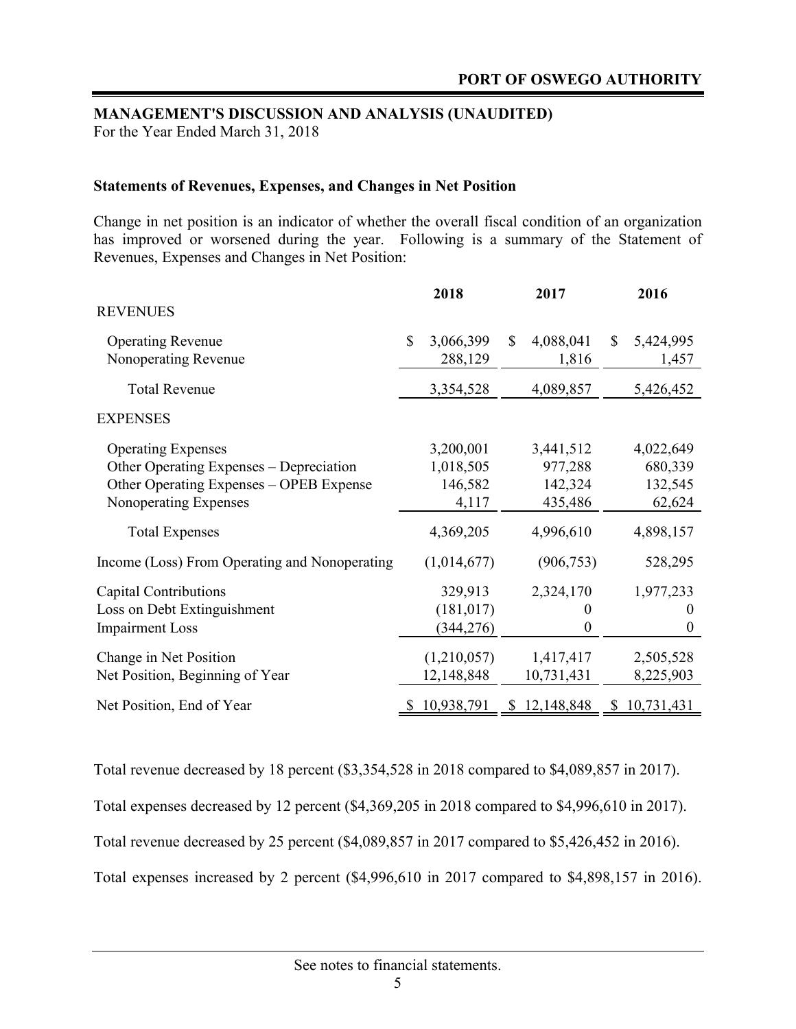# PORT OF OSWEGO AUTHORITY

## MANAGEMENT'S DISCUSSION AND ANALYSIS (UNAUDITED)

For the Year Ended March 31, 2018

### Statements of Revenues, Expenses, and Changes in Net Position

Change in net position is an indicator of whether the overall fiscal condition of an organization has improved or worsened during the year. Following is a summary of the Statement of Revenues, Expenses and Changes in Net Position:

| | 2018 | 2017 | 2016 |
|---|---|---|---|
| REVENUES | | | |
| Operating Revenue | $ 3,066,399 | $ 4,088,041 | $ 5,424,995 |
| Nonoperating Revenue | 288,129 | 1,816 | 1,457 |
| Total Revenue | 3,354,528 | 4,089,857 | 5,426,452 |
| EXPENSES | | | |
| Operating Expenses | 3,200,001 | 3,441,512 | 4,022,649 |
| Other Operating Expenses – Depreciation | 1,018,505 | 977,288 | 680,339 |
| Other Operating Expenses – OPEB Expense | 146,582 | 142,324 | 132,545 |
| Nonoperating Expenses | 4,117 | 435,486 | 62,624 |
| Total Expenses | 4,369,205 | 4,996,610 | 4,898,157 |
| Income (Loss) From Operating and Nonoperating | (1,014,677) | (906,753) | 528,295 |
| Capital Contributions | 329,913 | 2,324,170 | 1,977,233 |
| Loss on Debt Extinguishment | (181,017) | 0 | 0 |
| Impairment Loss | (344,276) | 0 | 0 |
| Change in Net Position | (1,210,057) | 1,417,417 | 2,505,528 |
| Net Position, Beginning of Year | 12,148,848 | 10,731,431 | 8,225,903 |
| Net Position, End of Year | $ 10,938,791 | $ 12,148,848 | $ 10,731,431 |

Total revenue decreased by 18 percent ($3,354,528 in 2018 compared to $4,089,857 in 2017).

Total expenses decreased by 12 percent ($4,369,205 in 2018 compared to $4,996,610 in 2017).

Total revenue decreased by 25 percent ($4,089,857 in 2017 compared to $5,426,452 in 2016).

Total expenses increased by 2 percent ($4,996,610 in 2017 compared to $4,898,157 in 2016).

See notes to financial statements.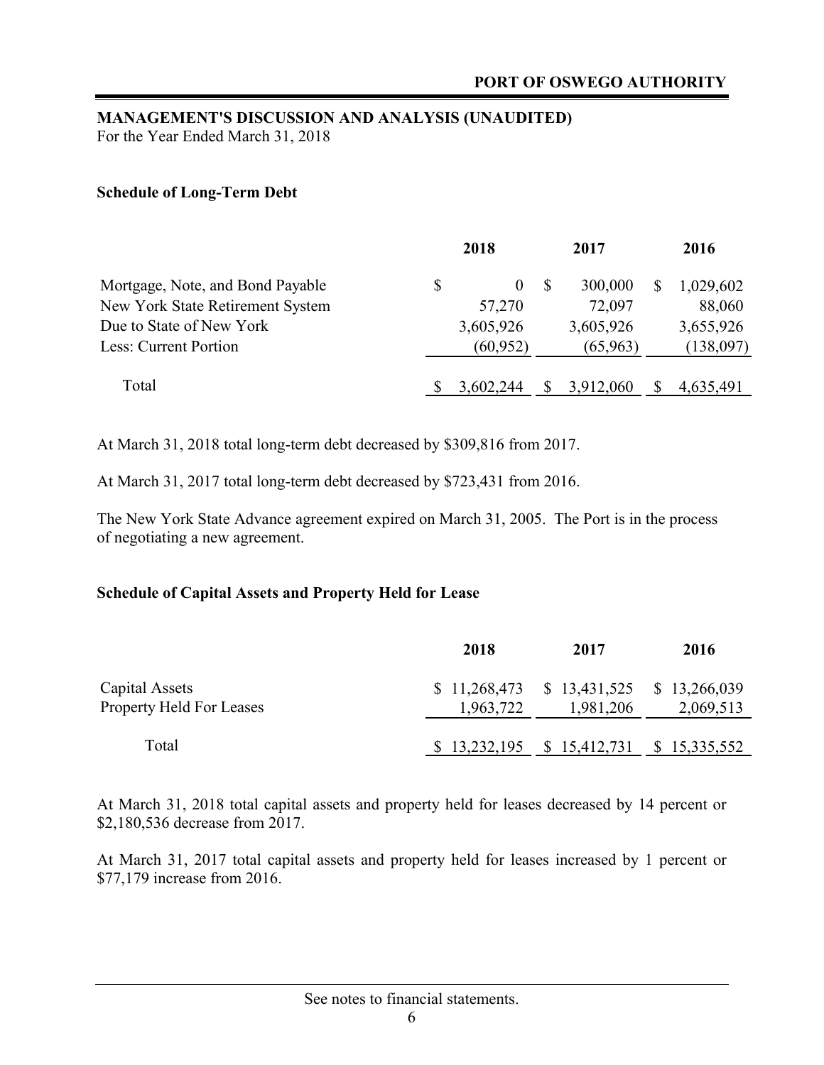**MANAGEMENT'S DISCUSSION AND ANALYSIS (UNAUDITED)**
For the Year Ended March 31, 2018

**Schedule of Long-Term Debt**

| | 2018 | 2017 | 2016 |
|---|---|---|---|
| Mortgage, Note, and Bond Payable | $ 0 | $ 300,000 | $ 1,029,602 |
| New York State Retirement System | 57,270 | 72,097 | 88,060 |
| Due to State of New York | 3,605,926 | 3,605,926 | 3,655,926 |
| Less: Current Portion | (60,952) | (65,963) | (138,097) |
| Total | $ 3,602,244 | $ 3,912,060 | $ 4,635,491 |

At March 31, 2018 total long-term debt decreased by $309,816 from 2017.

At March 31, 2017 total long-term debt decreased by $723,431 from 2016.

The New York State Advance agreement expired on March 31, 2005. The Port is in the process of negotiating a new agreement.

**Schedule of Capital Assets and Property Held for Lease**

| | 2018 | 2017 | 2016 |
|---|---|---|---|
| Capital Assets | $ 11,268,473 | $ 13,431,525 | $ 13,266,039 |
| Property Held For Leases | 1,963,722 | 1,981,206 | 2,069,513 |
| Total | $ 13,232,195 | $ 15,412,731 | $ 15,335,552 |

At March 31, 2018 total capital assets and property held for leases decreased by 14 percent or $2,180,536 decrease from 2017.

At March 31, 2017 total capital assets and property held for leases increased by 1 percent or $77,179 increase from 2016.

See notes to financial statements.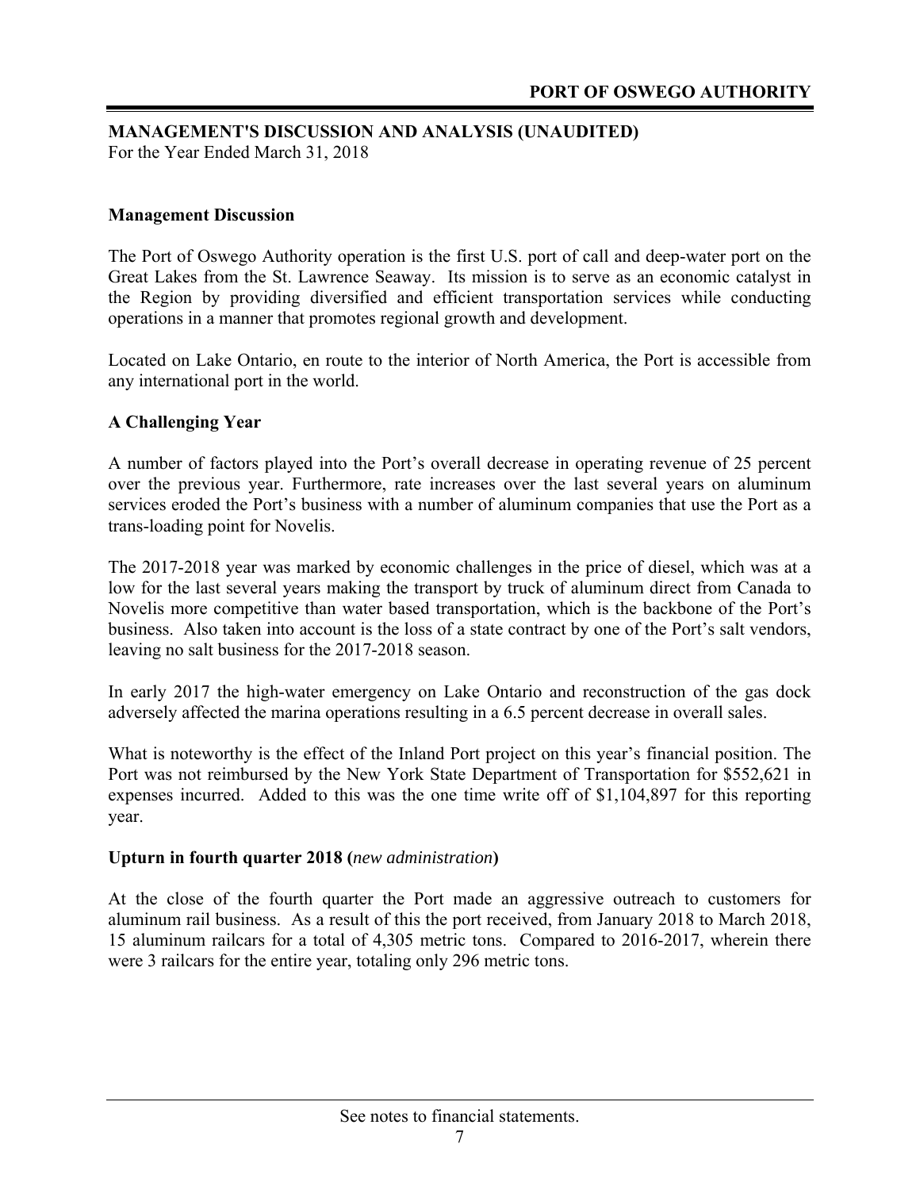## MANAGEMENT'S DISCUSSION AND ANALYSIS (UNAUDITED)

For the Year Ended March 31, 2018

### Management Discussion

The Port of Oswego Authority operation is the first U.S. port of call and deep-water port on the Great Lakes from the St. Lawrence Seaway. Its mission is to serve as an economic catalyst in the Region by providing diversified and efficient transportation services while conducting operations in a manner that promotes regional growth and development.

Located on Lake Ontario, en route to the interior of North America, the Port is accessible from any international port in the world.

### A Challenging Year

A number of factors played into the Port's overall decrease in operating revenue of 25 percent over the previous year. Furthermore, rate increases over the last several years on aluminum services eroded the Port's business with a number of aluminum companies that use the Port as a trans-loading point for Novelis.

The 2017-2018 year was marked by economic challenges in the price of diesel, which was at a low for the last several years making the transport by truck of aluminum direct from Canada to Novelis more competitive than water based transportation, which is the backbone of the Port's business. Also taken into account is the loss of a state contract by one of the Port's salt vendors, leaving no salt business for the 2017-2018 season.

In early 2017 the high-water emergency on Lake Ontario and reconstruction of the gas dock adversely affected the marina operations resulting in a 6.5 percent decrease in overall sales.

What is noteworthy is the effect of the Inland Port project on this year's financial position. The Port was not reimbursed by the New York State Department of Transportation for $552,621 in expenses incurred. Added to this was the one time write off of $1,104,897 for this reporting year.

### Upturn in fourth quarter 2018 (*new administration*)

At the close of the fourth quarter the Port made an aggressive outreach to customers for aluminum rail business. As a result of this the port received, from January 2018 to March 2018, 15 aluminum railcars for a total of 4,305 metric tons. Compared to 2016-2017, wherein there were 3 railcars for the entire year, totaling only 296 metric tons.

See notes to financial statements.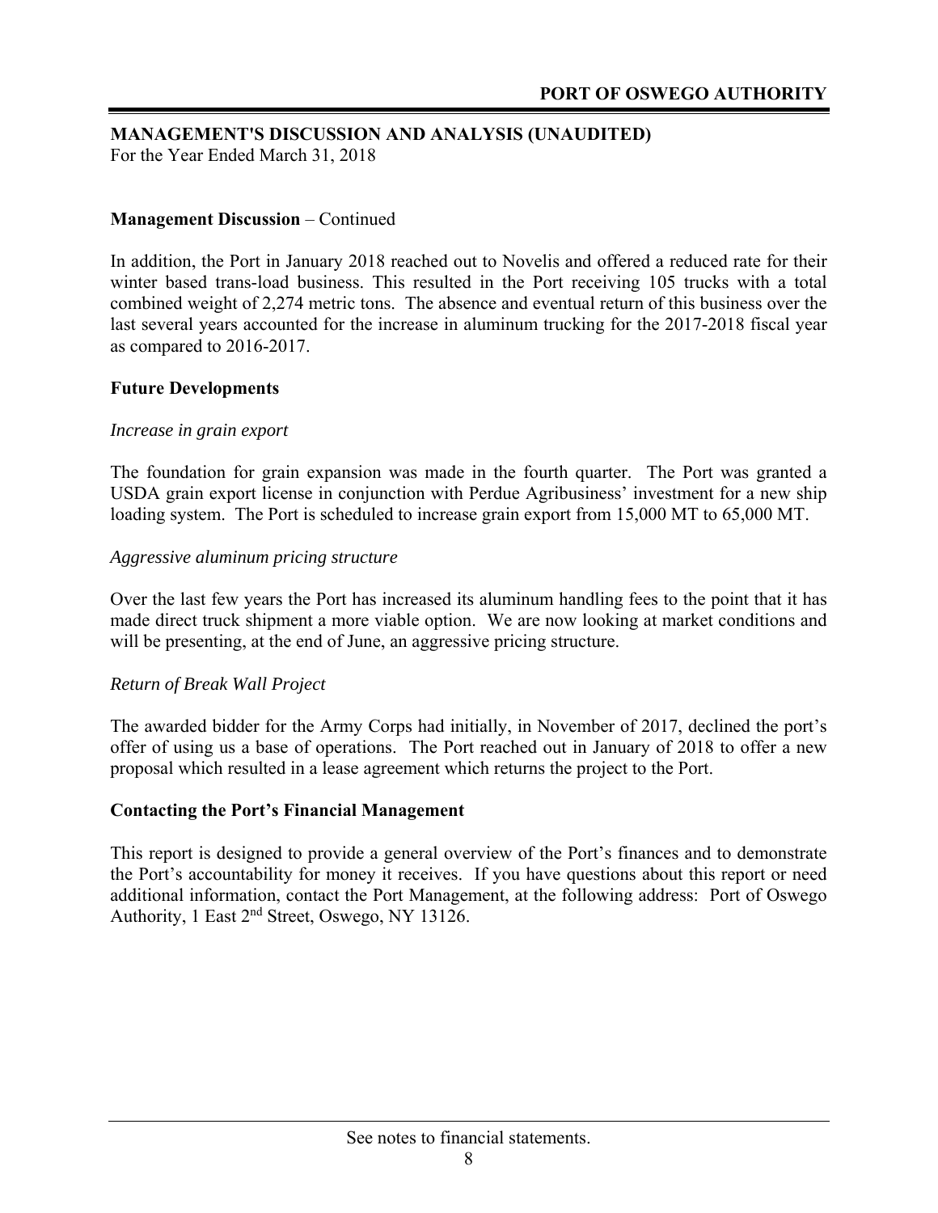**MANAGEMENT'S DISCUSSION AND ANALYSIS (UNAUDITED)**
For the Year Ended March 31, 2018

**Management Discussion** – Continued

In addition, the Port in January 2018 reached out to Novelis and offered a reduced rate for their winter based trans-load business. This resulted in the Port receiving 105 trucks with a total combined weight of 2,274 metric tons. The absence and eventual return of this business over the last several years accounted for the increase in aluminum trucking for the 2017-2018 fiscal year as compared to 2016-2017.

## Future Developments

*Increase in grain export*

The foundation for grain expansion was made in the fourth quarter. The Port was granted a USDA grain export license in conjunction with Perdue Agribusiness' investment for a new ship loading system. The Port is scheduled to increase grain export from 15,000 MT to 65,000 MT.

*Aggressive aluminum pricing structure*

Over the last few years the Port has increased its aluminum handling fees to the point that it has made direct truck shipment a more viable option. We are now looking at market conditions and will be presenting, at the end of June, an aggressive pricing structure.

*Return of Break Wall Project*

The awarded bidder for the Army Corps had initially, in November of 2017, declined the port's offer of using us a base of operations. The Port reached out in January of 2018 to offer a new proposal which resulted in a lease agreement which returns the project to the Port.

## Contacting the Port's Financial Management

This report is designed to provide a general overview of the Port's finances and to demonstrate the Port's accountability for money it receives. If you have questions about this report or need additional information, contact the Port Management, at the following address: Port of Oswego Authority, 1 East 2nd Street, Oswego, NY 13126.

See notes to financial statements.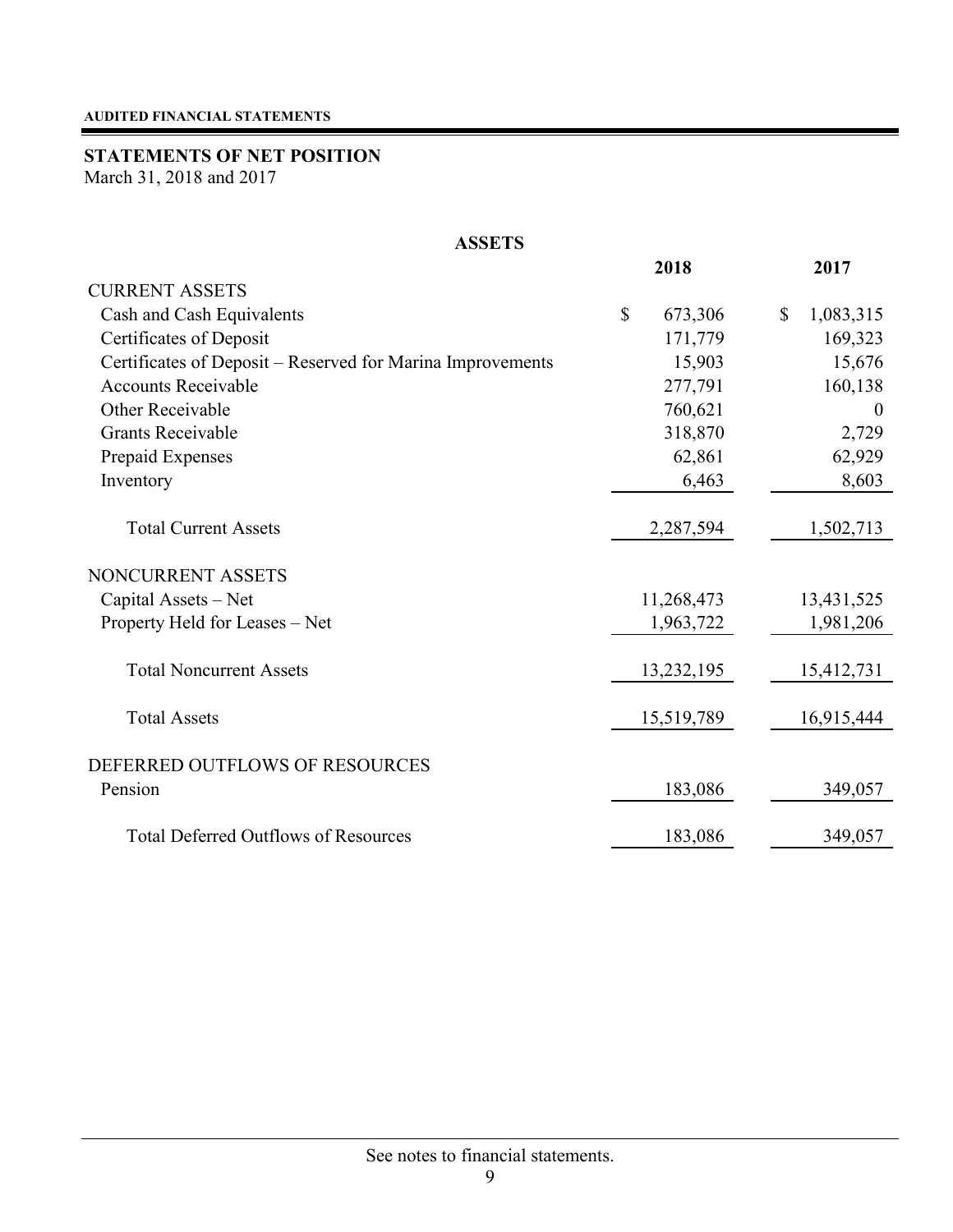**AUDITED FINANCIAL STATEMENTS**

## STATEMENTS OF NET POSITION

March 31, 2018 and 2017

### ASSETS

| | 2018 | 2017 |
|---|---|---|
| CURRENT ASSETS | | |
| Cash and Cash Equivalents | $ 673,306 | $ 1,083,315 |
| Certificates of Deposit | 171,779 | 169,323 |
| Certificates of Deposit – Reserved for Marina Improvements | 15,903 | 15,676 |
| Accounts Receivable | 277,791 | 160,138 |
| Other Receivable | 760,621 | 0 |
| Grants Receivable | 318,870 | 2,729 |
| Prepaid Expenses | 62,861 | 62,929 |
| Inventory | 6,463 | 8,603 |
| Total Current Assets | 2,287,594 | 1,502,713 |
| NONCURRENT ASSETS | | |
| Capital Assets – Net | 11,268,473 | 13,431,525 |
| Property Held for Leases – Net | 1,963,722 | 1,981,206 |
| Total Noncurrent Assets | 13,232,195 | 15,412,731 |
| Total Assets | 15,519,789 | 16,915,444 |
| DEFERRED OUTFLOWS OF RESOURCES | | |
| Pension | 183,086 | 349,057 |
| Total Deferred Outflows of Resources | 183,086 | 349,057 |

See notes to financial statements.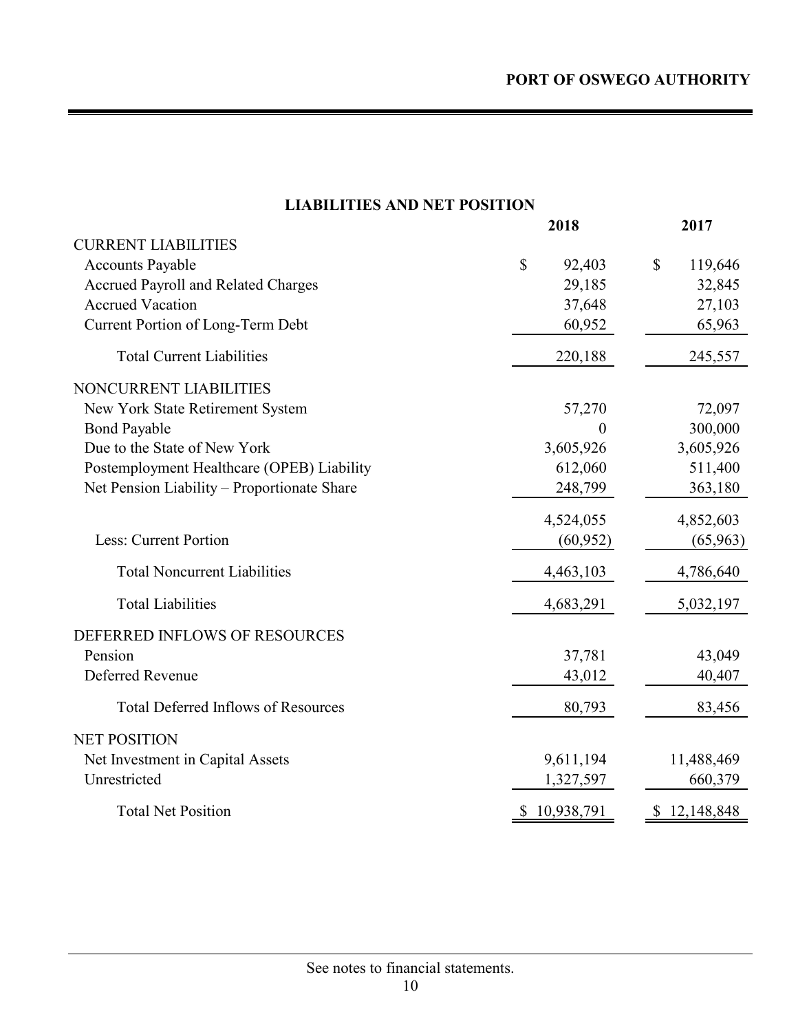## LIABILITIES AND NET POSITION

| | 2018 | 2017 |
|---|---|---|
| CURRENT LIABILITIES | | |
| Accounts Payable | $ 92,403 | $ 119,646 |
| Accrued Payroll and Related Charges | 29,185 | 32,845 |
| Accrued Vacation | 37,648 | 27,103 |
| Current Portion of Long-Term Debt | 60,952 | 65,963 |
| Total Current Liabilities | 220,188 | 245,557 |
| NONCURRENT LIABILITIES | | |
| New York State Retirement System | 57,270 | 72,097 |
| Bond Payable | 0 | 300,000 |
| Due to the State of New York | 3,605,926 | 3,605,926 |
| Postemployment Healthcare (OPEB) Liability | 612,060 | 511,400 |
| Net Pension Liability – Proportionate Share | 248,799 | 363,180 |
| | 4,524,055 | 4,852,603 |
| Less: Current Portion | (60,952) | (65,963) |
| Total Noncurrent Liabilities | 4,463,103 | 4,786,640 |
| Total Liabilities | 4,683,291 | 5,032,197 |
| DEFERRED INFLOWS OF RESOURCES | | |
| Pension | 37,781 | 43,049 |
| Deferred Revenue | 43,012 | 40,407 |
| Total Deferred Inflows of Resources | 80,793 | 83,456 |
| NET POSITION | | |
| Net Investment in Capital Assets | 9,611,194 | 11,488,469 |
| Unrestricted | 1,327,597 | 660,379 |
| Total Net Position | $ 10,938,791 | $ 12,148,848 |

See notes to financial statements.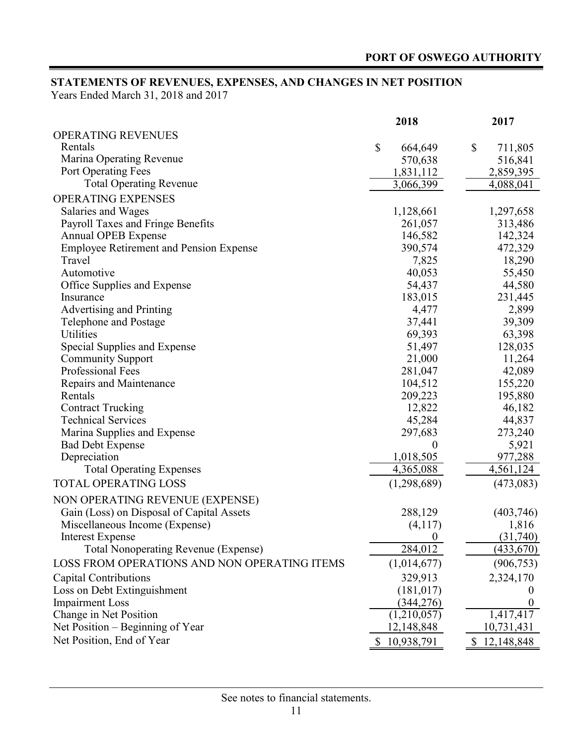**PORT OF OSWEGO AUTHORITY**

## STATEMENTS OF REVENUES, EXPENSES, AND CHANGES IN NET POSITION

Years Ended March 31, 2018 and 2017

| | 2018 | 2017 |
|---|---|---|
| OPERATING REVENUES | | |
| Rentals | $ 664,649 | $ 711,805 |
| Marina Operating Revenue | 570,638 | 516,841 |
| Port Operating Fees | 1,831,112 | 2,859,395 |
| Total Operating Revenue | 3,066,399 | 4,088,041 |
| OPERATING EXPENSES | | |
| Salaries and Wages | 1,128,661 | 1,297,658 |
| Payroll Taxes and Fringe Benefits | 261,057 | 313,486 |
| Annual OPEB Expense | 146,582 | 142,324 |
| Employee Retirement and Pension Expense | 390,574 | 472,329 |
| Travel | 7,825 | 18,290 |
| Automotive | 40,053 | 55,450 |
| Office Supplies and Expense | 54,437 | 44,580 |
| Insurance | 183,015 | 231,445 |
| Advertising and Printing | 4,477 | 2,899 |
| Telephone and Postage | 37,441 | 39,309 |
| Utilities | 69,393 | 63,398 |
| Special Supplies and Expense | 51,497 | 128,035 |
| Community Support | 21,000 | 11,264 |
| Professional Fees | 281,047 | 42,089 |
| Repairs and Maintenance | 104,512 | 155,220 |
| Rentals | 209,223 | 195,880 |
| Contract Trucking | 12,822 | 46,182 |
| Technical Services | 45,284 | 44,837 |
| Marina Supplies and Expense | 297,683 | 273,240 |
| Bad Debt Expense | 0 | 5,921 |
| Depreciation | 1,018,505 | 977,288 |
| Total Operating Expenses | 4,365,088 | 4,561,124 |
| TOTAL OPERATING LOSS | (1,298,689) | (473,083) |
| NON OPERATING REVENUE (EXPENSE) | | |
| Gain (Loss) on Disposal of Capital Assets | 288,129 | (403,746) |
| Miscellaneous Income (Expense) | (4,117) | 1,816 |
| Interest Expense | 0 | (31,740) |
| Total Nonoperating Revenue (Expense) | 284,012 | (433,670) |
| LOSS FROM OPERATIONS AND NON OPERATING ITEMS | (1,014,677) | (906,753) |
| Capital Contributions | 329,913 | 2,324,170 |
| Loss on Debt Extinguishment | (181,017) | 0 |
| Impairment Loss | (344,276) | 0 |
| Change in Net Position | (1,210,057) | 1,417,417 |
| Net Position – Beginning of Year | 12,148,848 | 10,731,431 |
| Net Position, End of Year | $ 10,938,791 | $ 12,148,848 |

See notes to financial statements.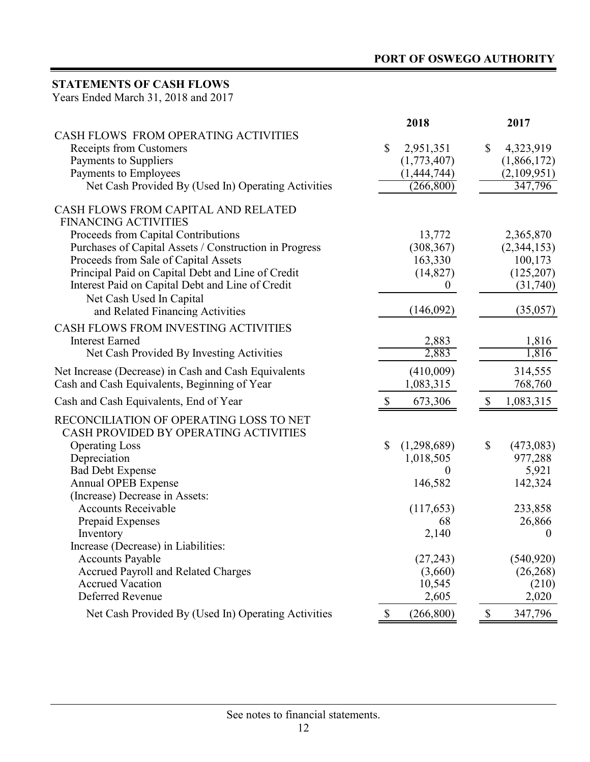## STATEMENTS OF CASH FLOWS

Years Ended March 31, 2018 and 2017

| | 2018 | 2017 |
|---|---|---|
| CASH FLOWS FROM OPERATING ACTIVITIES | | |
| Receipts from Customers | $ 2,951,351 | $ 4,323,919 |
| Payments to Suppliers | (1,773,407) | (1,866,172) |
| Payments to Employees | (1,444,744) | (2,109,951) |
| Net Cash Provided By (Used In) Operating Activities | (266,800) | 347,796 |
| CASH FLOWS FROM CAPITAL AND RELATED FINANCING ACTIVITIES | | |
| Proceeds from Capital Contributions | 13,772 | 2,365,870 |
| Purchases of Capital Assets / Construction in Progress | (308,367) | (2,344,153) |
| Proceeds from Sale of Capital Assets | 163,330 | 100,173 |
| Principal Paid on Capital Debt and Line of Credit | (14,827) | (125,207) |
| Interest Paid on Capital Debt and Line of Credit | 0 | (31,740) |
| Net Cash Used In Capital and Related Financing Activities | (146,092) | (35,057) |
| CASH FLOWS FROM INVESTING ACTIVITIES | | |
| Interest Earned | 2,883 | 1,816 |
| Net Cash Provided By Investing Activities | 2,883 | 1,816 |
| Net Increase (Decrease) in Cash and Cash Equivalents | (410,009) | 314,555 |
| Cash and Cash Equivalents, Beginning of Year | 1,083,315 | 768,760 |
| Cash and Cash Equivalents, End of Year | $ 673,306 | $ 1,083,315 |
| RECONCILIATION OF OPERATING LOSS TO NET CASH PROVIDED BY OPERATING ACTIVITIES | | |
| Operating Loss | $ (1,298,689) | $ (473,083) |
| Depreciation | 1,018,505 | 977,288 |
| Bad Debt Expense | 0 | 5,921 |
| Annual OPEB Expense | 146,582 | 142,324 |
| (Increase) Decrease in Assets: | | |
| Accounts Receivable | (117,653) | 233,858 |
| Prepaid Expenses | 68 | 26,866 |
| Inventory | 2,140 | 0 |
| Increase (Decrease) in Liabilities: | | |
| Accounts Payable | (27,243) | (540,920) |
| Accrued Payroll and Related Charges | (3,660) | (26,268) |
| Accrued Vacation | 10,545 | (210) |
| Deferred Revenue | 2,605 | 2,020 |
| Net Cash Provided By (Used In) Operating Activities | $ (266,800) | $ 347,796 |

See notes to financial statements.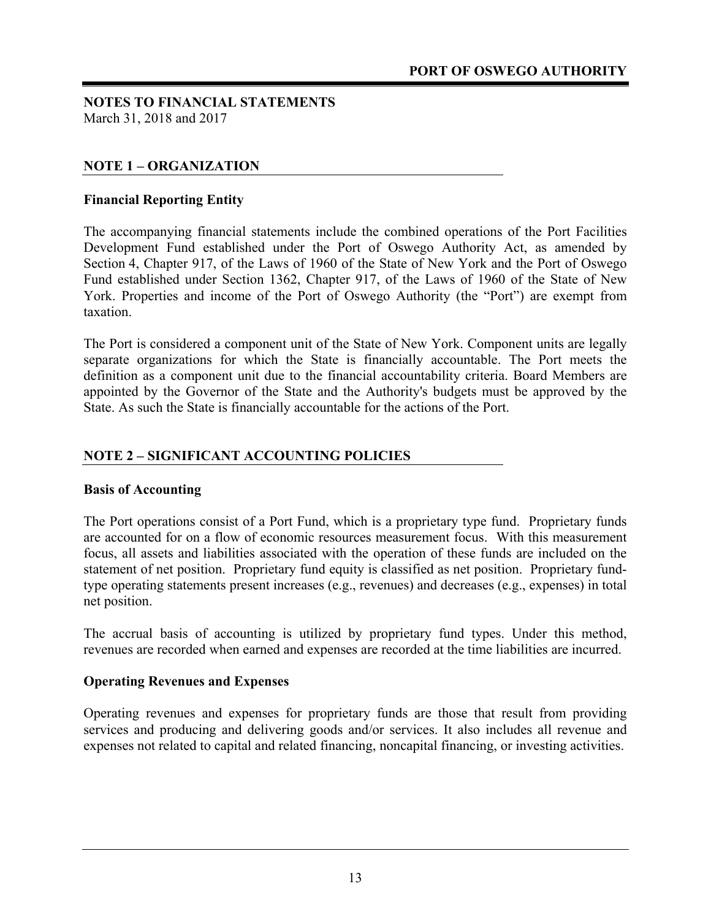**NOTES TO FINANCIAL STATEMENTS**
March 31, 2018 and 2017

## NOTE 1 – ORGANIZATION

### Financial Reporting Entity

The accompanying financial statements include the combined operations of the Port Facilities Development Fund established under the Port of Oswego Authority Act, as amended by Section 4, Chapter 917, of the Laws of 1960 of the State of New York and the Port of Oswego Fund established under Section 1362, Chapter 917, of the Laws of 1960 of the State of New York. Properties and income of the Port of Oswego Authority (the "Port") are exempt from taxation.

The Port is considered a component unit of the State of New York. Component units are legally separate organizations for which the State is financially accountable. The Port meets the definition as a component unit due to the financial accountability criteria. Board Members are appointed by the Governor of the State and the Authority's budgets must be approved by the State. As such the State is financially accountable for the actions of the Port.

## NOTE 2 – SIGNIFICANT ACCOUNTING POLICIES

### Basis of Accounting

The Port operations consist of a Port Fund, which is a proprietary type fund. Proprietary funds are accounted for on a flow of economic resources measurement focus. With this measurement focus, all assets and liabilities associated with the operation of these funds are included on the statement of net position. Proprietary fund equity is classified as net position. Proprietary fund-type operating statements present increases (e.g., revenues) and decreases (e.g., expenses) in total net position.

The accrual basis of accounting is utilized by proprietary fund types. Under this method, revenues are recorded when earned and expenses are recorded at the time liabilities are incurred.

### Operating Revenues and Expenses

Operating revenues and expenses for proprietary funds are those that result from providing services and producing and delivering goods and/or services. It also includes all revenue and expenses not related to capital and related financing, noncapital financing, or investing activities.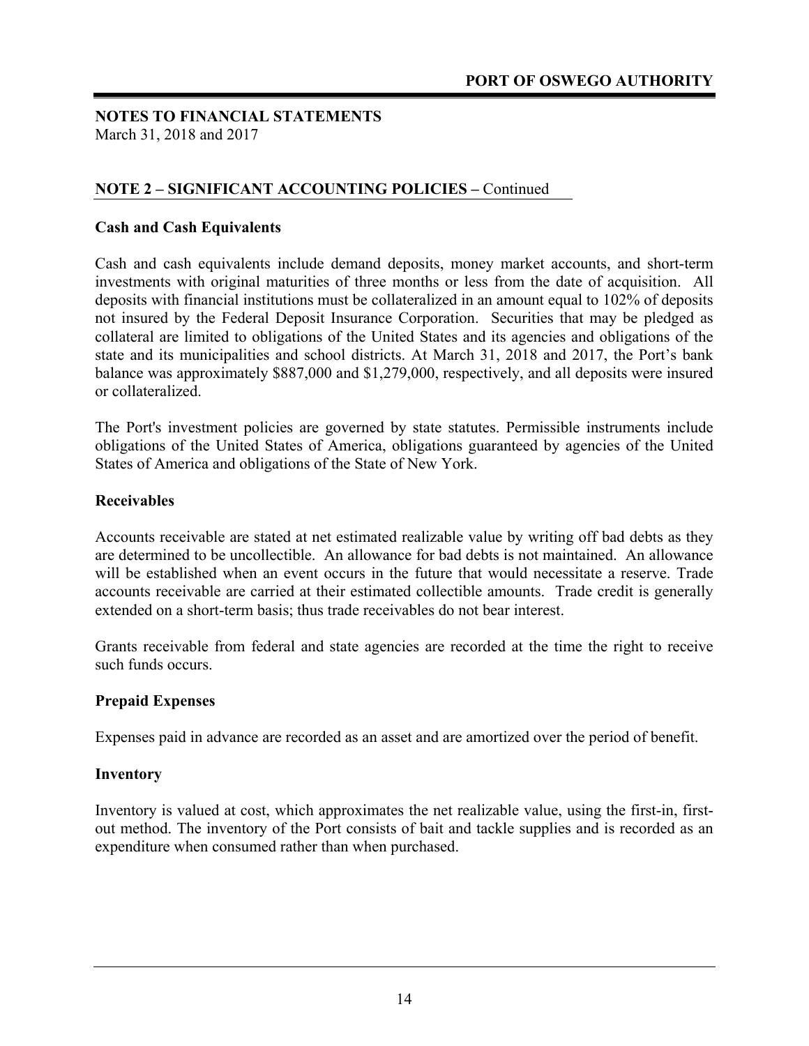**NOTES TO FINANCIAL STATEMENTS**
March 31, 2018 and 2017

## NOTE 2 – SIGNIFICANT ACCOUNTING POLICIES – Continued

### Cash and Cash Equivalents

Cash and cash equivalents include demand deposits, money market accounts, and short-term investments with original maturities of three months or less from the date of acquisition. All deposits with financial institutions must be collateralized in an amount equal to 102% of deposits not insured by the Federal Deposit Insurance Corporation. Securities that may be pledged as collateral are limited to obligations of the United States and its agencies and obligations of the state and its municipalities and school districts. At March 31, 2018 and 2017, the Port's bank balance was approximately $887,000 and $1,279,000, respectively, and all deposits were insured or collateralized.

The Port's investment policies are governed by state statutes. Permissible instruments include obligations of the United States of America, obligations guaranteed by agencies of the United States of America and obligations of the State of New York.

### Receivables

Accounts receivable are stated at net estimated realizable value by writing off bad debts as they are determined to be uncollectible. An allowance for bad debts is not maintained. An allowance will be established when an event occurs in the future that would necessitate a reserve. Trade accounts receivable are carried at their estimated collectible amounts. Trade credit is generally extended on a short-term basis; thus trade receivables do not bear interest.

Grants receivable from federal and state agencies are recorded at the time the right to receive such funds occurs.

### Prepaid Expenses

Expenses paid in advance are recorded as an asset and are amortized over the period of benefit.

### Inventory

Inventory is valued at cost, which approximates the net realizable value, using the first-in, first-out method. The inventory of the Port consists of bait and tackle supplies and is recorded as an expenditure when consumed rather than when purchased.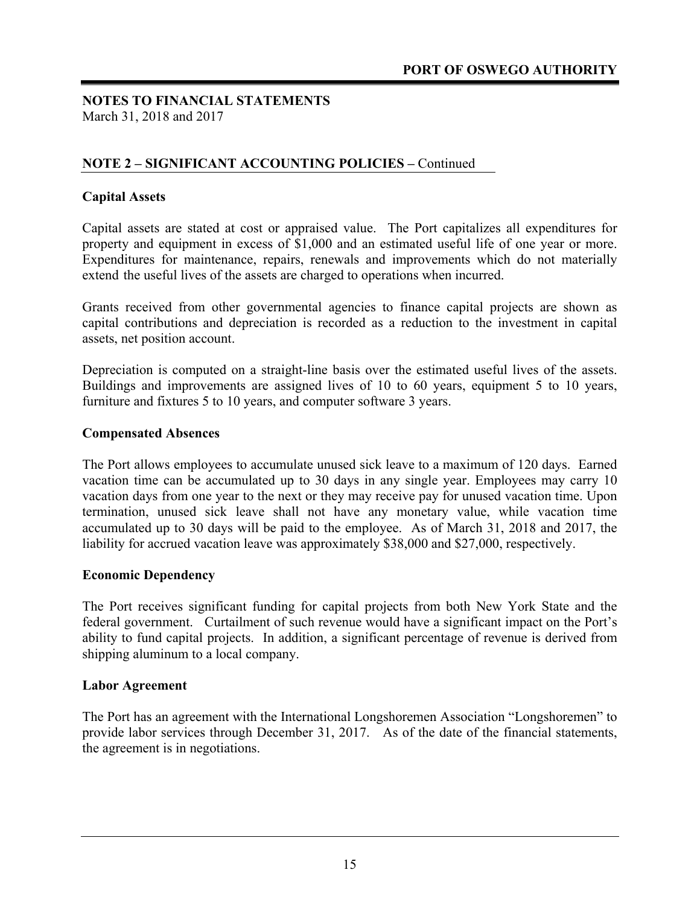## NOTES TO FINANCIAL STATEMENTS

March 31, 2018 and 2017

### NOTE 2 – SIGNIFICANT ACCOUNTING POLICIES – Continued

**Capital Assets**

Capital assets are stated at cost or appraised value. The Port capitalizes all expenditures for property and equipment in excess of $1,000 and an estimated useful life of one year or more. Expenditures for maintenance, repairs, renewals and improvements which do not materially extend the useful lives of the assets are charged to operations when incurred.

Grants received from other governmental agencies to finance capital projects are shown as capital contributions and depreciation is recorded as a reduction to the investment in capital assets, net position account.

Depreciation is computed on a straight-line basis over the estimated useful lives of the assets. Buildings and improvements are assigned lives of 10 to 60 years, equipment 5 to 10 years, furniture and fixtures 5 to 10 years, and computer software 3 years.

**Compensated Absences**

The Port allows employees to accumulate unused sick leave to a maximum of 120 days. Earned vacation time can be accumulated up to 30 days in any single year. Employees may carry 10 vacation days from one year to the next or they may receive pay for unused vacation time. Upon termination, unused sick leave shall not have any monetary value, while vacation time accumulated up to 30 days will be paid to the employee. As of March 31, 2018 and 2017, the liability for accrued vacation leave was approximately $38,000 and $27,000, respectively.

**Economic Dependency**

The Port receives significant funding for capital projects from both New York State and the federal government. Curtailment of such revenue would have a significant impact on the Port's ability to fund capital projects. In addition, a significant percentage of revenue is derived from shipping aluminum to a local company.

**Labor Agreement**

The Port has an agreement with the International Longshoremen Association "Longshoremen" to provide labor services through December 31, 2017. As of the date of the financial statements, the agreement is in negotiations.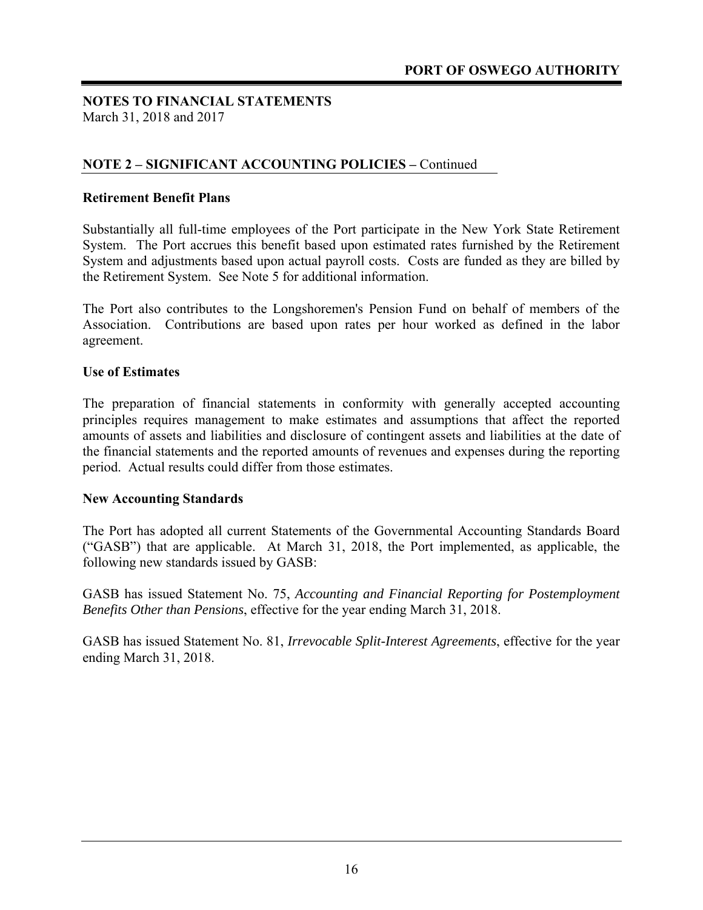**NOTES TO FINANCIAL STATEMENTS**
March 31, 2018 and 2017

## NOTE 2 – SIGNIFICANT ACCOUNTING POLICIES – Continued

### Retirement Benefit Plans

Substantially all full-time employees of the Port participate in the New York State Retirement System. The Port accrues this benefit based upon estimated rates furnished by the Retirement System and adjustments based upon actual payroll costs. Costs are funded as they are billed by the Retirement System. See Note 5 for additional information.

The Port also contributes to the Longshoremen's Pension Fund on behalf of members of the Association. Contributions are based upon rates per hour worked as defined in the labor agreement.

### Use of Estimates

The preparation of financial statements in conformity with generally accepted accounting principles requires management to make estimates and assumptions that affect the reported amounts of assets and liabilities and disclosure of contingent assets and liabilities at the date of the financial statements and the reported amounts of revenues and expenses during the reporting period. Actual results could differ from those estimates.

### New Accounting Standards

The Port has adopted all current Statements of the Governmental Accounting Standards Board ("GASB") that are applicable. At March 31, 2018, the Port implemented, as applicable, the following new standards issued by GASB:

GASB has issued Statement No. 75, *Accounting and Financial Reporting for Postemployment Benefits Other than Pensions*, effective for the year ending March 31, 2018.

GASB has issued Statement No. 81, *Irrevocable Split-Interest Agreements*, effective for the year ending March 31, 2018.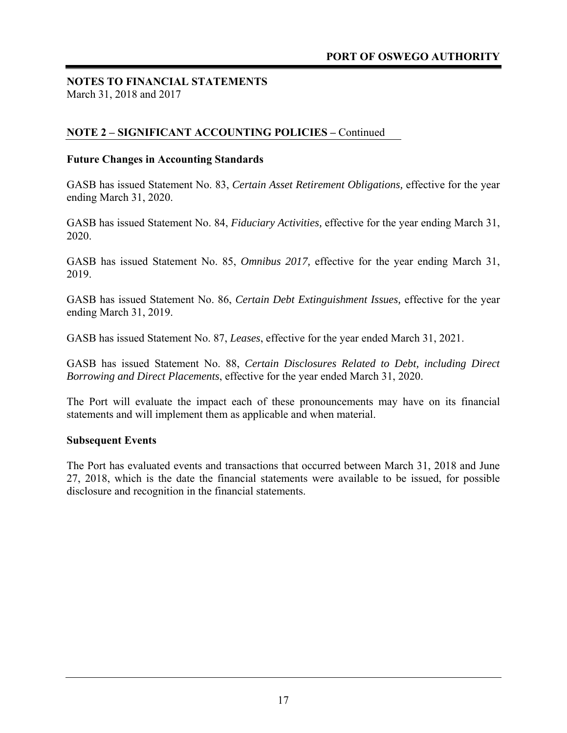## NOTES TO FINANCIAL STATEMENTS
March 31, 2018 and 2017

### NOTE 2 – SIGNIFICANT ACCOUNTING POLICIES – Continued

#### Future Changes in Accounting Standards

GASB has issued Statement No. 83, *Certain Asset Retirement Obligations,* effective for the year ending March 31, 2020.

GASB has issued Statement No. 84, *Fiduciary Activities,* effective for the year ending March 31, 2020.

GASB has issued Statement No. 85, *Omnibus 2017,* effective for the year ending March 31, 2019.

GASB has issued Statement No. 86, *Certain Debt Extinguishment Issues,* effective for the year ending March 31, 2019.

GASB has issued Statement No. 87, *Leases*, effective for the year ended March 31, 2021.

GASB has issued Statement No. 88, *Certain Disclosures Related to Debt, including Direct Borrowing and Direct Placements*, effective for the year ended March 31, 2020.

The Port will evaluate the impact each of these pronouncements may have on its financial statements and will implement them as applicable and when material.

#### Subsequent Events

The Port has evaluated events and transactions that occurred between March 31, 2018 and June 27, 2018, which is the date the financial statements were available to be issued, for possible disclosure and recognition in the financial statements.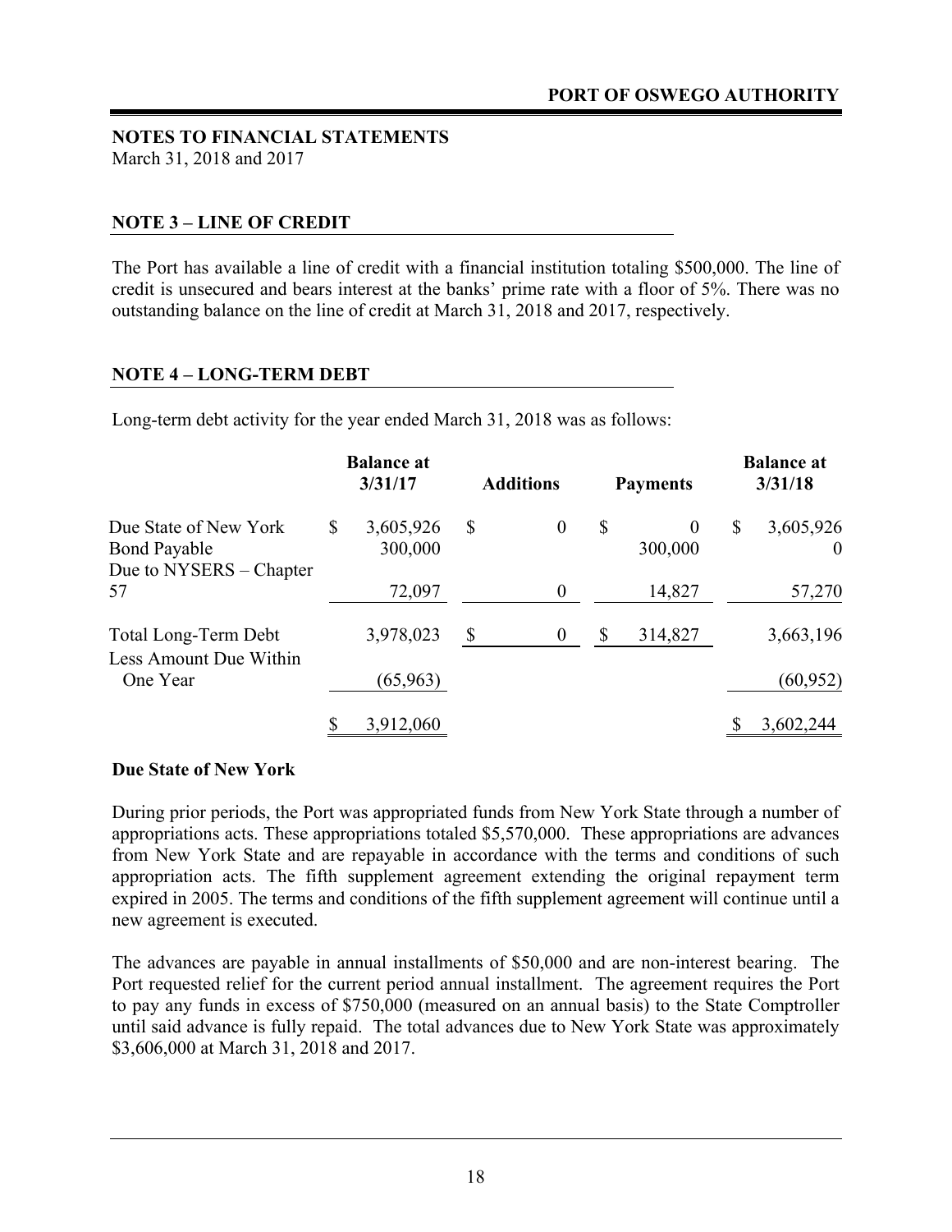## NOTES TO FINANCIAL STATEMENTS
March 31, 2018 and 2017

### NOTE 3 – LINE OF CREDIT

The Port has available a line of credit with a financial institution totaling $500,000. The line of credit is unsecured and bears interest at the banks' prime rate with a floor of 5%. There was no outstanding balance on the line of credit at March 31, 2018 and 2017, respectively.

### NOTE 4 – LONG-TERM DEBT

Long-term debt activity for the year ended March 31, 2018 was as follows:

| | Balance at 3/31/17 | Additions | Payments | Balance at 3/31/18 |
|---|---|---|---|---|
| Due State of New York | $ 3,605,926 | $ 0 | $ 0 | $ 3,605,926 |
| Bond Payable | 300,000 | | 300,000 | 0 |
| Due to NYSERS – Chapter 57 | 72,097 | 0 | 14,827 | 57,270 |
| Total Long-Term Debt | 3,978,023 | $ 0 | $ 314,827 | 3,663,196 |
| Less Amount Due Within One Year | (65,963) | | | (60,952) |
| | $ 3,912,060 | | | $ 3,602,244 |

**Due State of New York**

During prior periods, the Port was appropriated funds from New York State through a number of appropriations acts. These appropriations totaled $5,570,000. These appropriations are advances from New York State and are repayable in accordance with the terms and conditions of such appropriation acts. The fifth supplement agreement extending the original repayment term expired in 2005. The terms and conditions of the fifth supplement agreement will continue until a new agreement is executed.

The advances are payable in annual installments of $50,000 and are non-interest bearing. The Port requested relief for the current period annual installment. The agreement requires the Port to pay any funds in excess of $750,000 (measured on an annual basis) to the State Comptroller until said advance is fully repaid. The total advances due to New York State was approximately $3,606,000 at March 31, 2018 and 2017.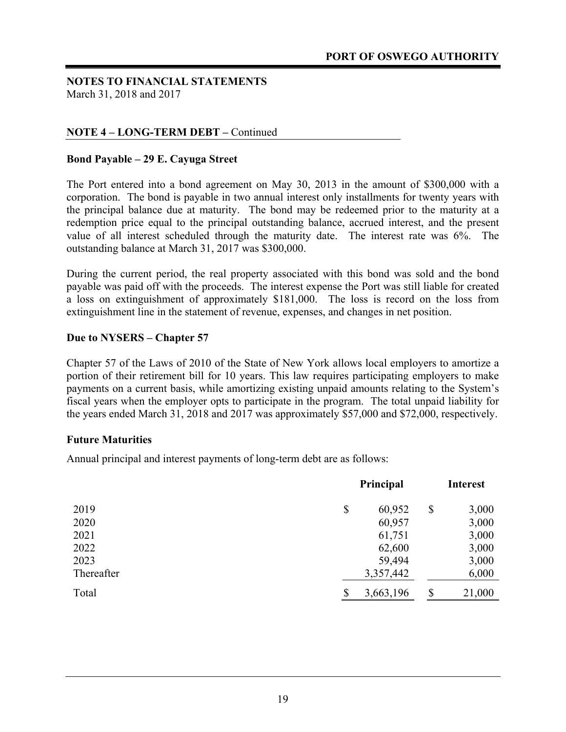**NOTES TO FINANCIAL STATEMENTS**
March 31, 2018 and 2017

## NOTE 4 – LONG-TERM DEBT – Continued

### Bond Payable – 29 E. Cayuga Street

The Port entered into a bond agreement on May 30, 2013 in the amount of $300,000 with a corporation. The bond is payable in two annual interest only installments for twenty years with the principal balance due at maturity. The bond may be redeemed prior to the maturity at a redemption price equal to the principal outstanding balance, accrued interest, and the present value of all interest scheduled through the maturity date. The interest rate was 6%. The outstanding balance at March 31, 2017 was $300,000.

During the current period, the real property associated with this bond was sold and the bond payable was paid off with the proceeds. The interest expense the Port was still liable for created a loss on extinguishment of approximately $181,000. The loss is record on the loss from extinguishment line in the statement of revenue, expenses, and changes in net position.

### Due to NYSERS – Chapter 57

Chapter 57 of the Laws of 2010 of the State of New York allows local employers to amortize a portion of their retirement bill for 10 years. This law requires participating employers to make payments on a current basis, while amortizing existing unpaid amounts relating to the System's fiscal years when the employer opts to participate in the program. The total unpaid liability for the years ended March 31, 2018 and 2017 was approximately $57,000 and $72,000, respectively.

### Future Maturities

Annual principal and interest payments of long-term debt are as follows:

| | Principal | Interest |
|---|---|---|
| 2019 | $ 60,952 | $ 3,000 |
| 2020 | 60,957 | 3,000 |
| 2021 | 61,751 | 3,000 |
| 2022 | 62,600 | 3,000 |
| 2023 | 59,494 | 3,000 |
| Thereafter | 3,357,442 | 6,000 |
| Total | $ 3,663,196 | $ 21,000 |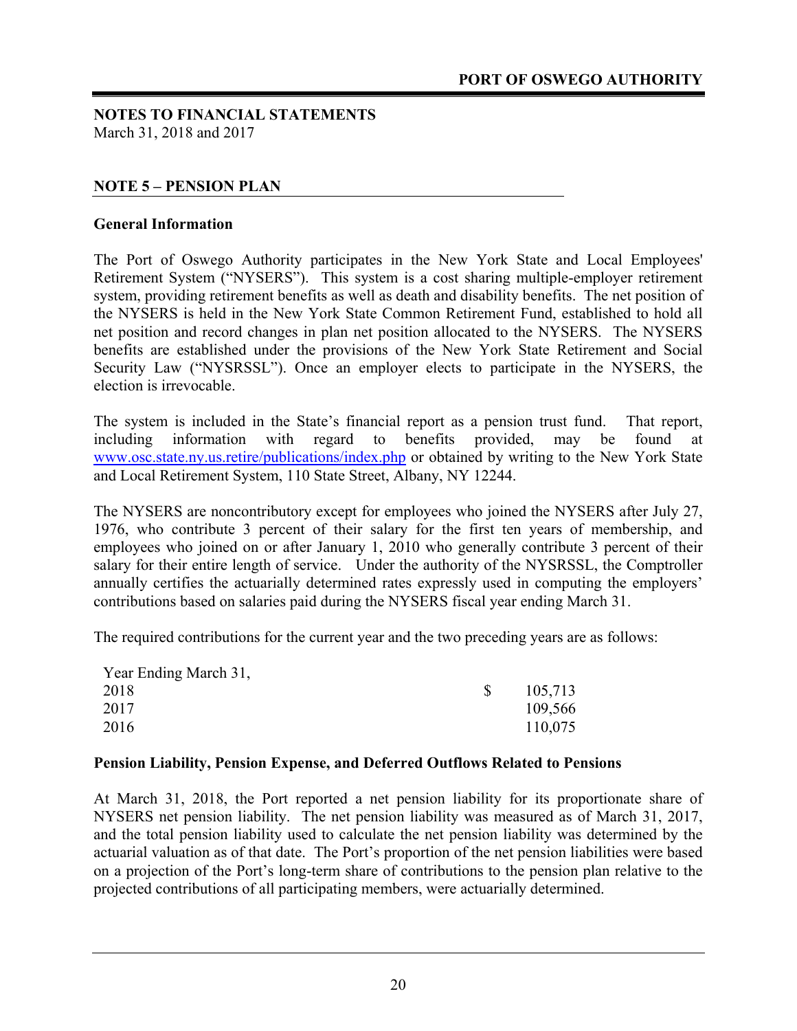**NOTES TO FINANCIAL STATEMENTS**
March 31, 2018 and 2017

## NOTE 5 – PENSION PLAN

### General Information

The Port of Oswego Authority participates in the New York State and Local Employees' Retirement System ("NYSERS"). This system is a cost sharing multiple-employer retirement system, providing retirement benefits as well as death and disability benefits. The net position of the NYSERS is held in the New York State Common Retirement Fund, established to hold all net position and record changes in plan net position allocated to the NYSERS. The NYSERS benefits are established under the provisions of the New York State Retirement and Social Security Law ("NYSRSSL"). Once an employer elects to participate in the NYSERS, the election is irrevocable.

The system is included in the State's financial report as a pension trust fund. That report, including information with regard to benefits provided, may be found at www.osc.state.ny.us.retire/publications/index.php or obtained by writing to the New York State and Local Retirement System, 110 State Street, Albany, NY 12244.

The NYSERS are noncontributory except for employees who joined the NYSERS after July 27, 1976, who contribute 3 percent of their salary for the first ten years of membership, and employees who joined on or after January 1, 2010 who generally contribute 3 percent of their salary for their entire length of service. Under the authority of the NYSRSSL, the Comptroller annually certifies the actuarially determined rates expressly used in computing the employers' contributions based on salaries paid during the NYSERS fiscal year ending March 31.

The required contributions for the current year and the two preceding years are as follows:

| Year Ending March 31, | |
|---|---|
| 2018 | $ 105,713 |
| 2017 | 109,566 |
| 2016 | 110,075 |

### Pension Liability, Pension Expense, and Deferred Outflows Related to Pensions

At March 31, 2018, the Port reported a net pension liability for its proportionate share of NYSERS net pension liability. The net pension liability was measured as of March 31, 2017, and the total pension liability used to calculate the net pension liability was determined by the actuarial valuation as of that date. The Port's proportion of the net pension liabilities were based on a projection of the Port's long-term share of contributions to the pension plan relative to the projected contributions of all participating members, were actuarially determined.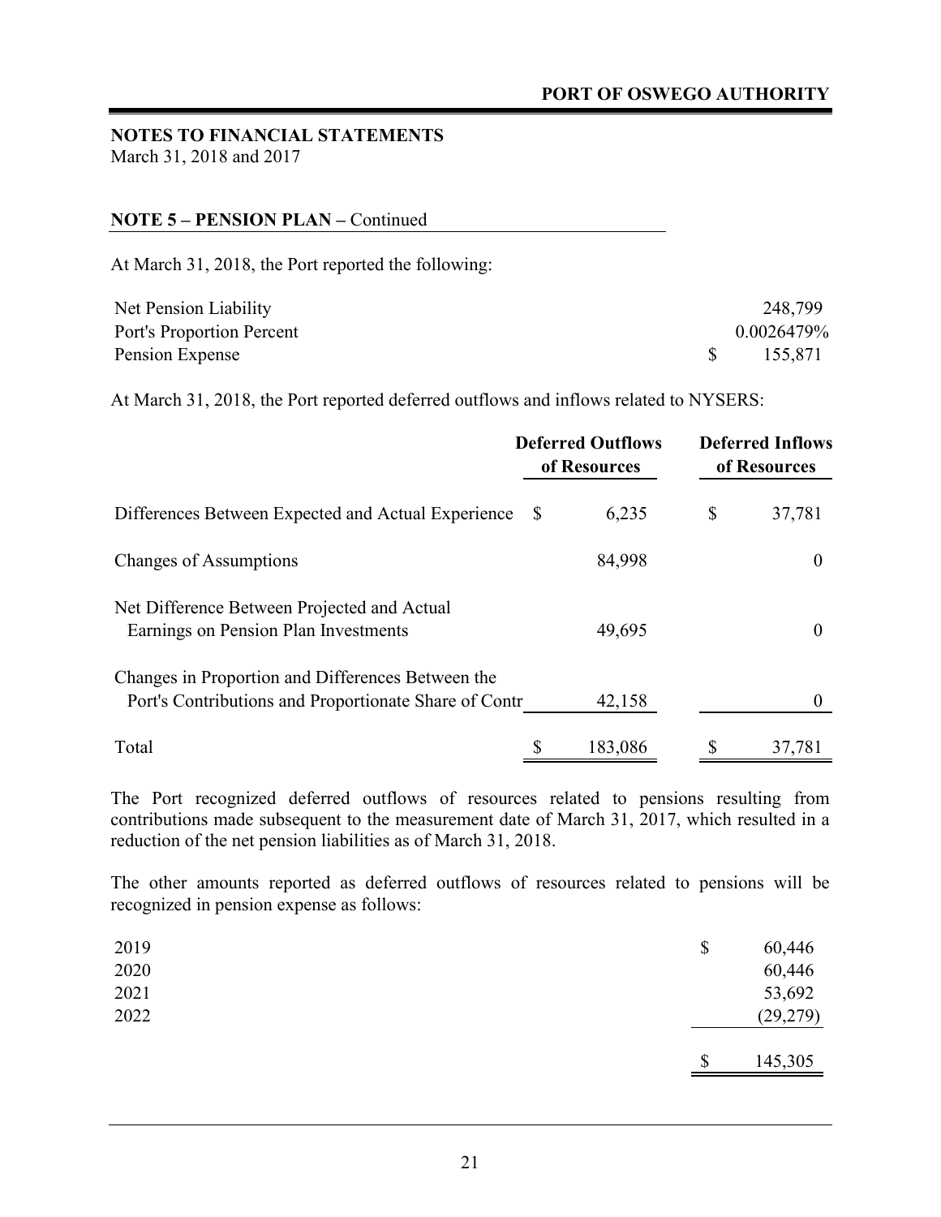**NOTES TO FINANCIAL STATEMENTS**
March 31, 2018 and 2017

**NOTE 5 – PENSION PLAN –** Continued

At March 31, 2018, the Port reported the following:

| | |
|---|---|
| Net Pension Liability | 248,799 |
| Port's Proportion Percent | 0.0026479% |
| Pension Expense | $ 155,871 |

At March 31, 2018, the Port reported deferred outflows and inflows related to NYSERS:

| | Deferred Outflows of Resources | Deferred Inflows of Resources |
|---|---|---|
| Differences Between Expected and Actual Experience | $ 6,235 | $ 37,781 |
| Changes of Assumptions | 84,998 | 0 |
| Net Difference Between Projected and Actual Earnings on Pension Plan Investments | 49,695 | 0 |
| Changes in Proportion and Differences Between the Port's Contributions and Proportionate Share of Contr | 42,158 | 0 |
| Total | $ 183,086 | $ 37,781 |

The Port recognized deferred outflows of resources related to pensions resulting from contributions made subsequent to the measurement date of March 31, 2017, which resulted in a reduction of the net pension liabilities as of March 31, 2018.

The other amounts reported as deferred outflows of resources related to pensions will be recognized in pension expense as follows:

| | |
|---|---|
| 2019 | $ 60,446 |
| 2020 | 60,446 |
| 2021 | 53,692 |
| 2022 | (29,279) |
| | $ 145,305 |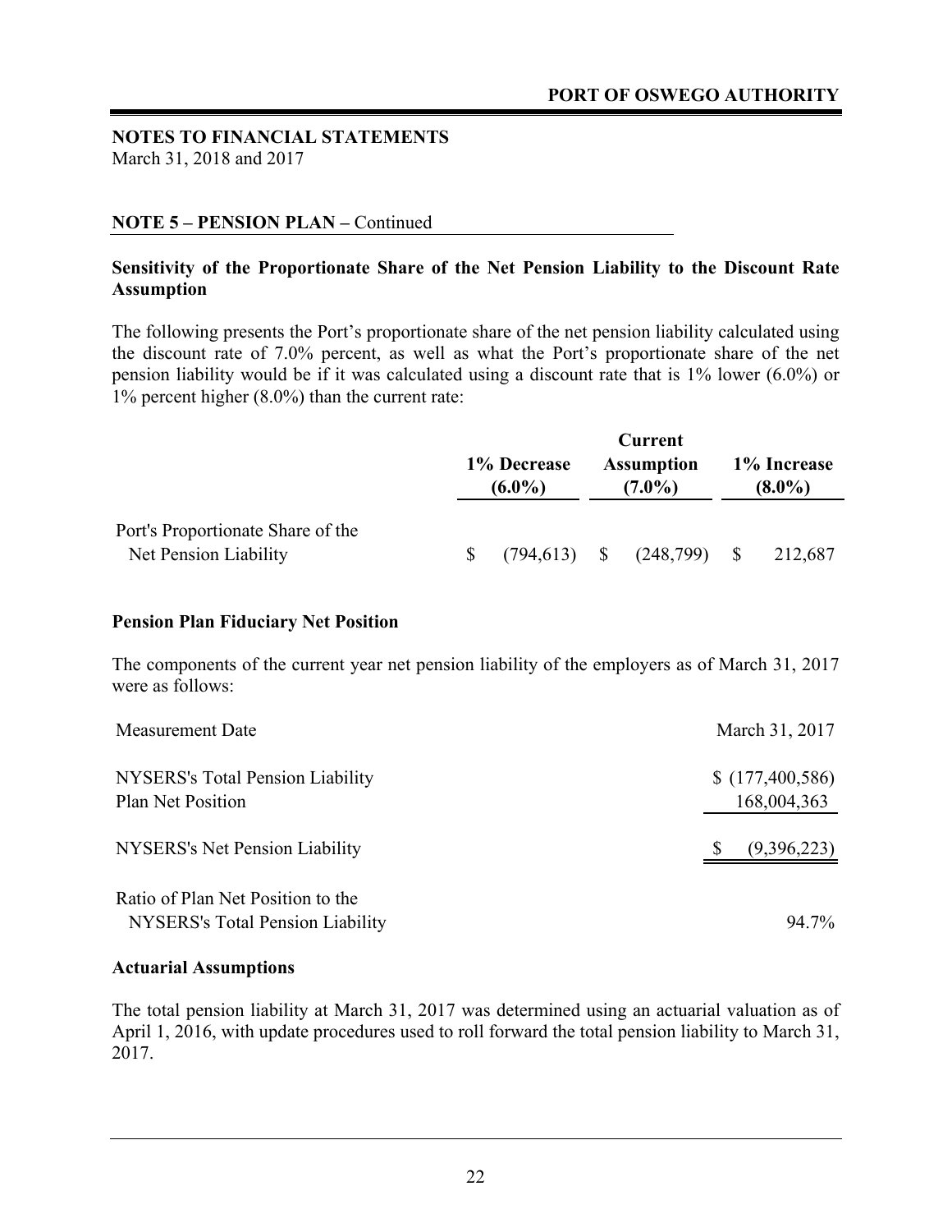**NOTES TO FINANCIAL STATEMENTS**
March 31, 2018 and 2017

**NOTE 5 – PENSION PLAN –** Continued

### Sensitivity of the Proportionate Share of the Net Pension Liability to the Discount Rate Assumption

The following presents the Port's proportionate share of the net pension liability calculated using the discount rate of 7.0% percent, as well as what the Port's proportionate share of the net pension liability would be if it was calculated using a discount rate that is 1% lower (6.0%) or 1% percent higher (8.0%) than the current rate:

| | 1% Decrease (6.0%) | Current Assumption (7.0%) | 1% Increase (8.0%) |
|---|---|---|---|
| Port's Proportionate Share of the Net Pension Liability | $ (794,613) | $ (248,799) | $ 212,687 |

### Pension Plan Fiduciary Net Position

The components of the current year net pension liability of the employers as of March 31, 2017 were as follows:

| | |
|---|---|
| Measurement Date | March 31, 2017 |
| NYSERS's Total Pension Liability | $ (177,400,586) |
| Plan Net Position | 168,004,363 |
| NYSERS's Net Pension Liability | $ (9,396,223) |
| Ratio of Plan Net Position to the NYSERS's Total Pension Liability | 94.7% |

### Actuarial Assumptions

The total pension liability at March 31, 2017 was determined using an actuarial valuation as of April 1, 2016, with update procedures used to roll forward the total pension liability to March 31, 2017.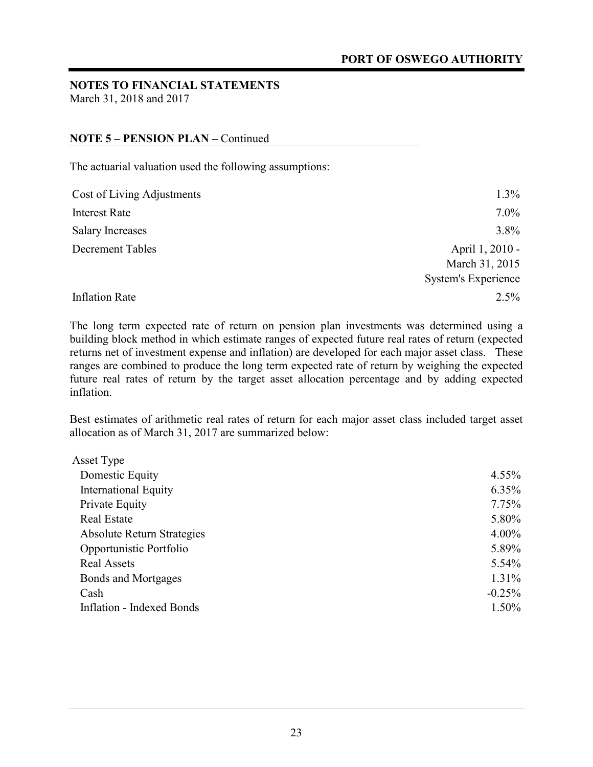**NOTES TO FINANCIAL STATEMENTS**
March 31, 2018 and 2017

**NOTE 5 – PENSION PLAN –** Continued

The actuarial valuation used the following assumptions:

| | |
|---|---|
| Cost of Living Adjustments | 1.3% |
| Interest Rate | 7.0% |
| Salary Increases | 3.8% |
| Decrement Tables | April 1, 2010 - March 31, 2015 System's Experience |
| Inflation Rate | 2.5% |

The long term expected rate of return on pension plan investments was determined using a building block method in which estimate ranges of expected future real rates of return (expected returns net of investment expense and inflation) are developed for each major asset class. These ranges are combined to produce the long term expected rate of return by weighing the expected future real rates of return by the target asset allocation percentage and by adding expected inflation.

Best estimates of arithmetic real rates of return for each major asset class included target asset allocation as of March 31, 2017 are summarized below:

| Asset Type | |
|---|---|
| Domestic Equity | 4.55% |
| International Equity | 6.35% |
| Private Equity | 7.75% |
| Real Estate | 5.80% |
| Absolute Return Strategies | 4.00% |
| Opportunistic Portfolio | 5.89% |
| Real Assets | 5.54% |
| Bonds and Mortgages | 1.31% |
| Cash | -0.25% |
| Inflation - Indexed Bonds | 1.50% |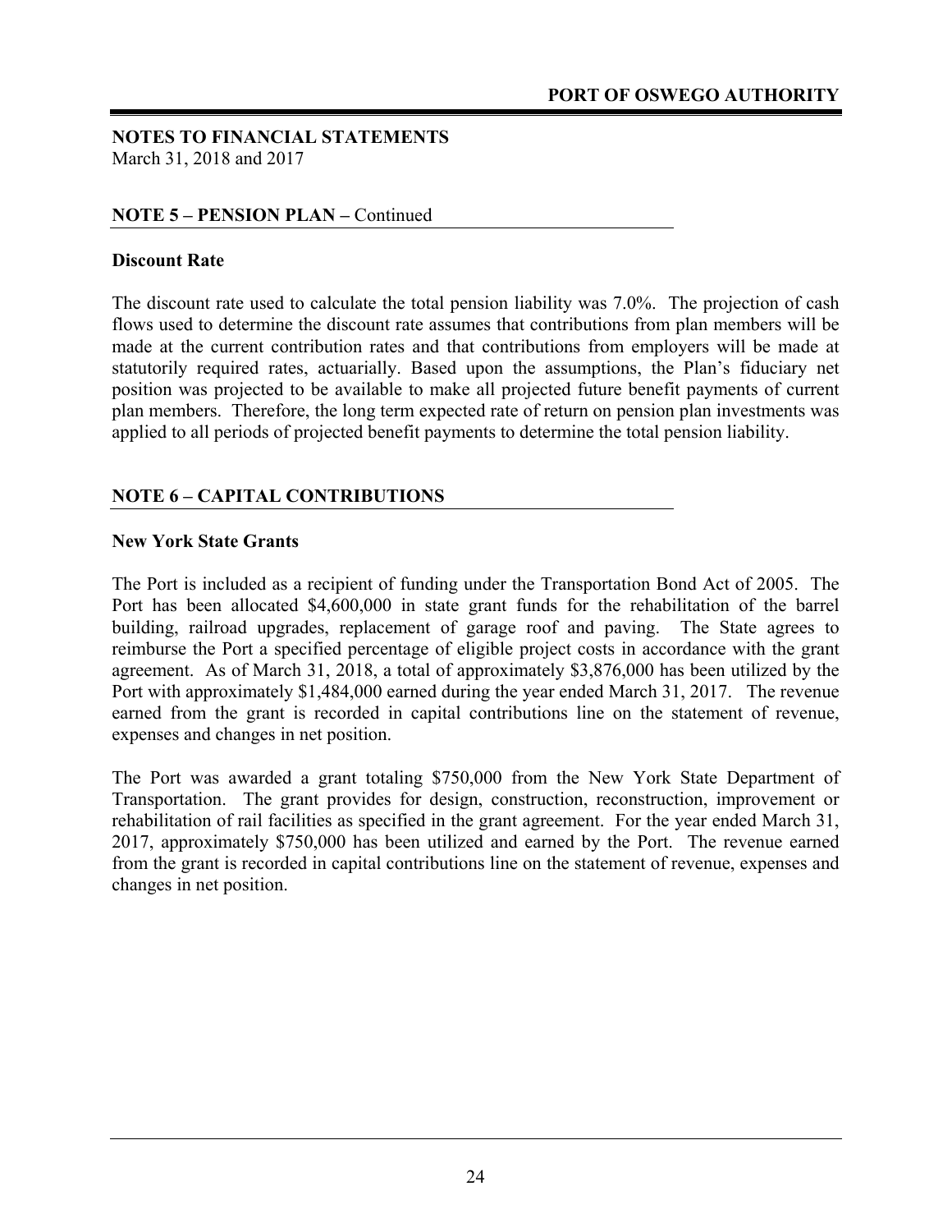**NOTES TO FINANCIAL STATEMENTS**
March 31, 2018 and 2017

## NOTE 5 – PENSION PLAN – Continued

### Discount Rate

The discount rate used to calculate the total pension liability was 7.0%. The projection of cash flows used to determine the discount rate assumes that contributions from plan members will be made at the current contribution rates and that contributions from employers will be made at statutorily required rates, actuarially. Based upon the assumptions, the Plan's fiduciary net position was projected to be available to make all projected future benefit payments of current plan members. Therefore, the long term expected rate of return on pension plan investments was applied to all periods of projected benefit payments to determine the total pension liability.

## NOTE 6 – CAPITAL CONTRIBUTIONS

### New York State Grants

The Port is included as a recipient of funding under the Transportation Bond Act of 2005. The Port has been allocated $4,600,000 in state grant funds for the rehabilitation of the barrel building, railroad upgrades, replacement of garage roof and paving. The State agrees to reimburse the Port a specified percentage of eligible project costs in accordance with the grant agreement. As of March 31, 2018, a total of approximately $3,876,000 has been utilized by the Port with approximately $1,484,000 earned during the year ended March 31, 2017. The revenue earned from the grant is recorded in capital contributions line on the statement of revenue, expenses and changes in net position.

The Port was awarded a grant totaling $750,000 from the New York State Department of Transportation. The grant provides for design, construction, reconstruction, improvement or rehabilitation of rail facilities as specified in the grant agreement. For the year ended March 31, 2017, approximately $750,000 has been utilized and earned by the Port. The revenue earned from the grant is recorded in capital contributions line on the statement of revenue, expenses and changes in net position.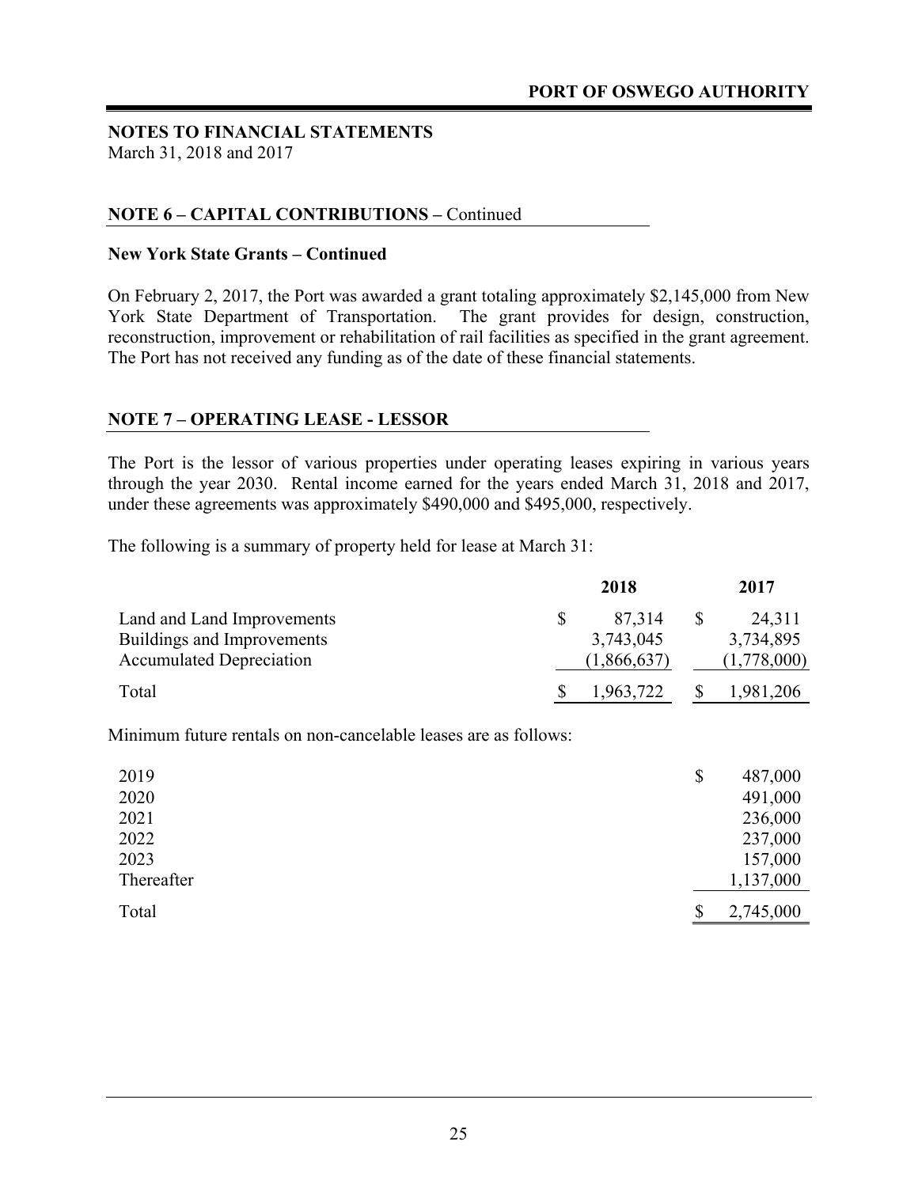## NOTES TO FINANCIAL STATEMENTS

March 31, 2018 and 2017

### NOTE 6 – CAPITAL CONTRIBUTIONS – Continued

**New York State Grants – Continued**

On February 2, 2017, the Port was awarded a grant totaling approximately $2,145,000 from New York State Department of Transportation. The grant provides for design, construction, reconstruction, improvement or rehabilitation of rail facilities as specified in the grant agreement. The Port has not received any funding as of the date of these financial statements.

### NOTE 7 – OPERATING LEASE - LESSOR

The Port is the lessor of various properties under operating leases expiring in various years through the year 2030. Rental income earned for the years ended March 31, 2018 and 2017, under these agreements was approximately $490,000 and $495,000, respectively.

The following is a summary of property held for lease at March 31:

| | 2018 | 2017 |
|---|---|---|
| Land and Land Improvements | $ 87,314 | $ 24,311 |
| Buildings and Improvements | 3,743,045 | 3,734,895 |
| Accumulated Depreciation | (1,866,637) | (1,778,000) |
| Total | $ 1,963,722 | $ 1,981,206 |

Minimum future rentals on non-cancelable leases are as follows:

| | |
|---|---|
| 2019 | $ 487,000 |
| 2020 | 491,000 |
| 2021 | 236,000 |
| 2022 | 237,000 |
| 2023 | 157,000 |
| Thereafter | 1,137,000 |
| Total | $ 2,745,000 |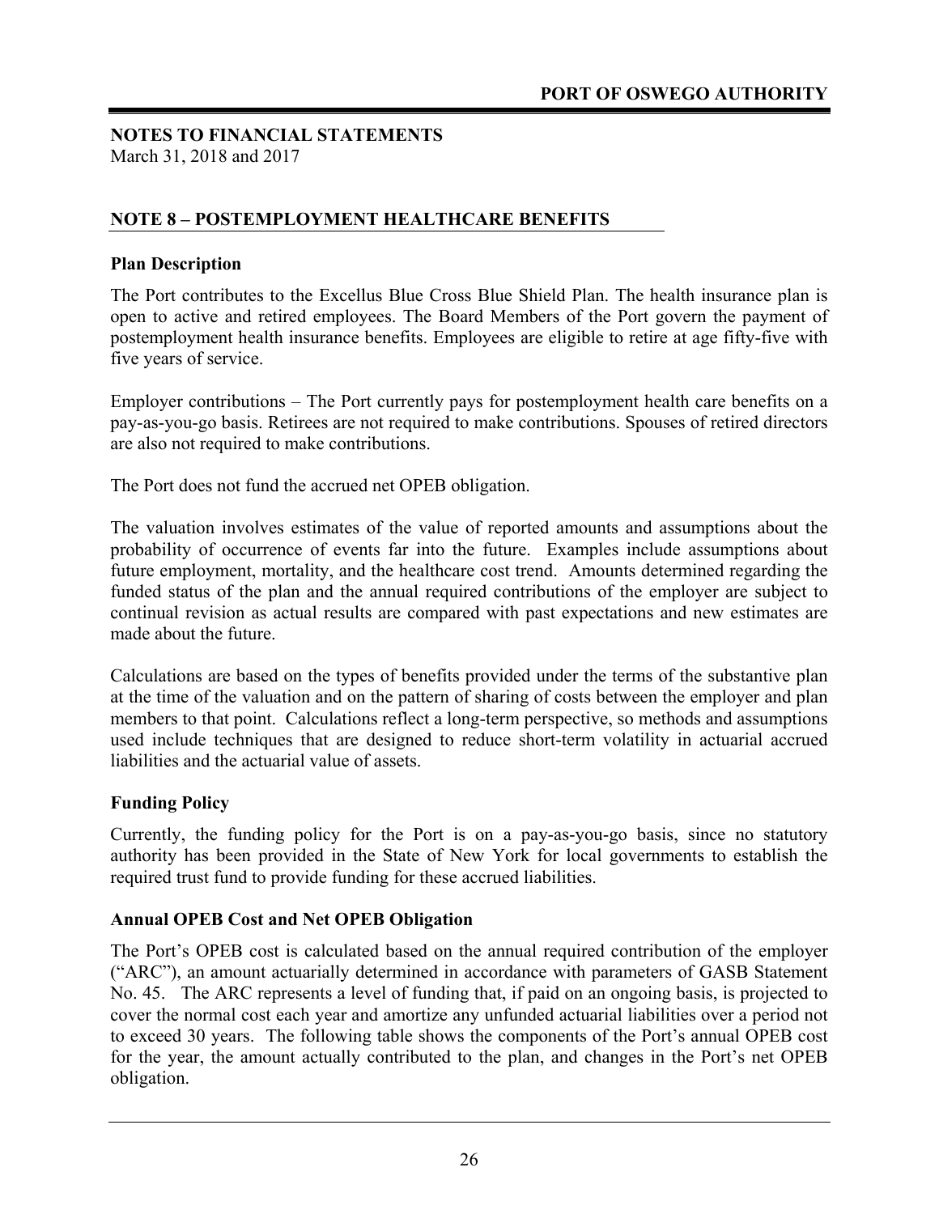**NOTES TO FINANCIAL STATEMENTS**
March 31, 2018 and 2017

## NOTE 8 – POSTEMPLOYMENT HEALTHCARE BENEFITS

### Plan Description

The Port contributes to the Excellus Blue Cross Blue Shield Plan. The health insurance plan is open to active and retired employees. The Board Members of the Port govern the payment of postemployment health insurance benefits. Employees are eligible to retire at age fifty-five with five years of service.

Employer contributions – The Port currently pays for postemployment health care benefits on a pay-as-you-go basis. Retirees are not required to make contributions. Spouses of retired directors are also not required to make contributions.

The Port does not fund the accrued net OPEB obligation.

The valuation involves estimates of the value of reported amounts and assumptions about the probability of occurrence of events far into the future. Examples include assumptions about future employment, mortality, and the healthcare cost trend. Amounts determined regarding the funded status of the plan and the annual required contributions of the employer are subject to continual revision as actual results are compared with past expectations and new estimates are made about the future.

Calculations are based on the types of benefits provided under the terms of the substantive plan at the time of the valuation and on the pattern of sharing of costs between the employer and plan members to that point. Calculations reflect a long-term perspective, so methods and assumptions used include techniques that are designed to reduce short-term volatility in actuarial accrued liabilities and the actuarial value of assets.

### Funding Policy

Currently, the funding policy for the Port is on a pay-as-you-go basis, since no statutory authority has been provided in the State of New York for local governments to establish the required trust fund to provide funding for these accrued liabilities.

### Annual OPEB Cost and Net OPEB Obligation

The Port's OPEB cost is calculated based on the annual required contribution of the employer ("ARC"), an amount actuarially determined in accordance with parameters of GASB Statement No. 45. The ARC represents a level of funding that, if paid on an ongoing basis, is projected to cover the normal cost each year and amortize any unfunded actuarial liabilities over a period not to exceed 30 years. The following table shows the components of the Port's annual OPEB cost for the year, the amount actually contributed to the plan, and changes in the Port's net OPEB obligation.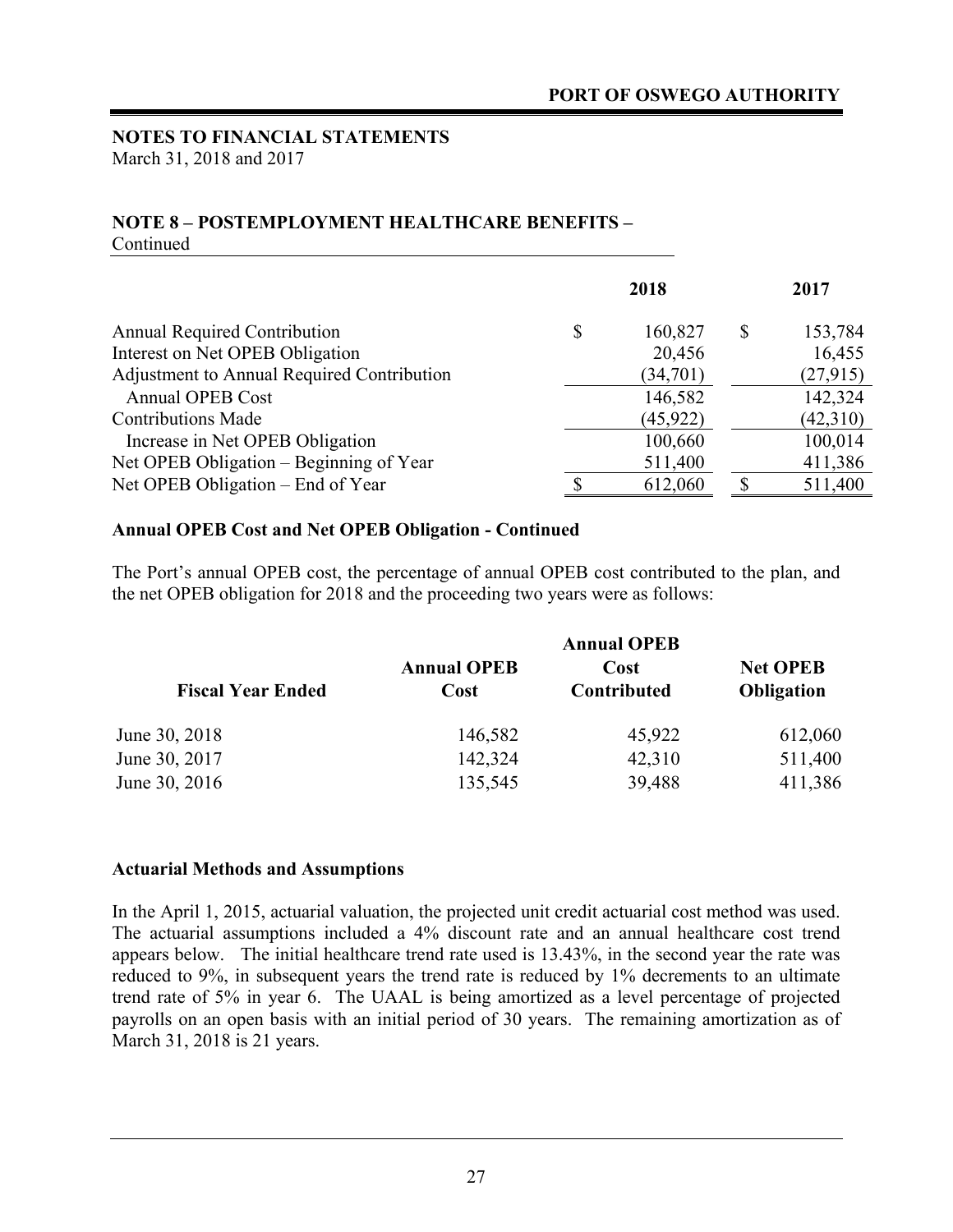## NOTES TO FINANCIAL STATEMENTS

March 31, 2018 and 2017

### NOTE 8 – POSTEMPLOYMENT HEALTHCARE BENEFITS – Continued

| | 2018 | 2017 |
|---|---|---|
| Annual Required Contribution | $ 160,827 | $ 153,784 |
| Interest on Net OPEB Obligation | 20,456 | 16,455 |
| Adjustment to Annual Required Contribution | (34,701) | (27,915) |
| Annual OPEB Cost | 146,582 | 142,324 |
| Contributions Made | (45,922) | (42,310) |
| Increase in Net OPEB Obligation | 100,660 | 100,014 |
| Net OPEB Obligation – Beginning of Year | 511,400 | 411,386 |
| Net OPEB Obligation – End of Year | $ 612,060 | $ 511,400 |

**Annual OPEB Cost and Net OPEB Obligation - Continued**

The Port's annual OPEB cost, the percentage of annual OPEB cost contributed to the plan, and the net OPEB obligation for 2018 and the proceeding two years were as follows:

| Fiscal Year Ended | Annual OPEB Cost | Annual OPEB Cost Contributed | Net OPEB Obligation |
|---|---|---|---|
| June 30, 2018 | 146,582 | 45,922 | 612,060 |
| June 30, 2017 | 142,324 | 42,310 | 511,400 |
| June 30, 2016 | 135,545 | 39,488 | 411,386 |

**Actuarial Methods and Assumptions**

In the April 1, 2015, actuarial valuation, the projected unit credit actuarial cost method was used. The actuarial assumptions included a 4% discount rate and an annual healthcare cost trend appears below. The initial healthcare trend rate used is 13.43%, in the second year the rate was reduced to 9%, in subsequent years the trend rate is reduced by 1% decrements to an ultimate trend rate of 5% in year 6. The UAAL is being amortized as a level percentage of projected payrolls on an open basis with an initial period of 30 years. The remaining amortization as of March 31, 2018 is 21 years.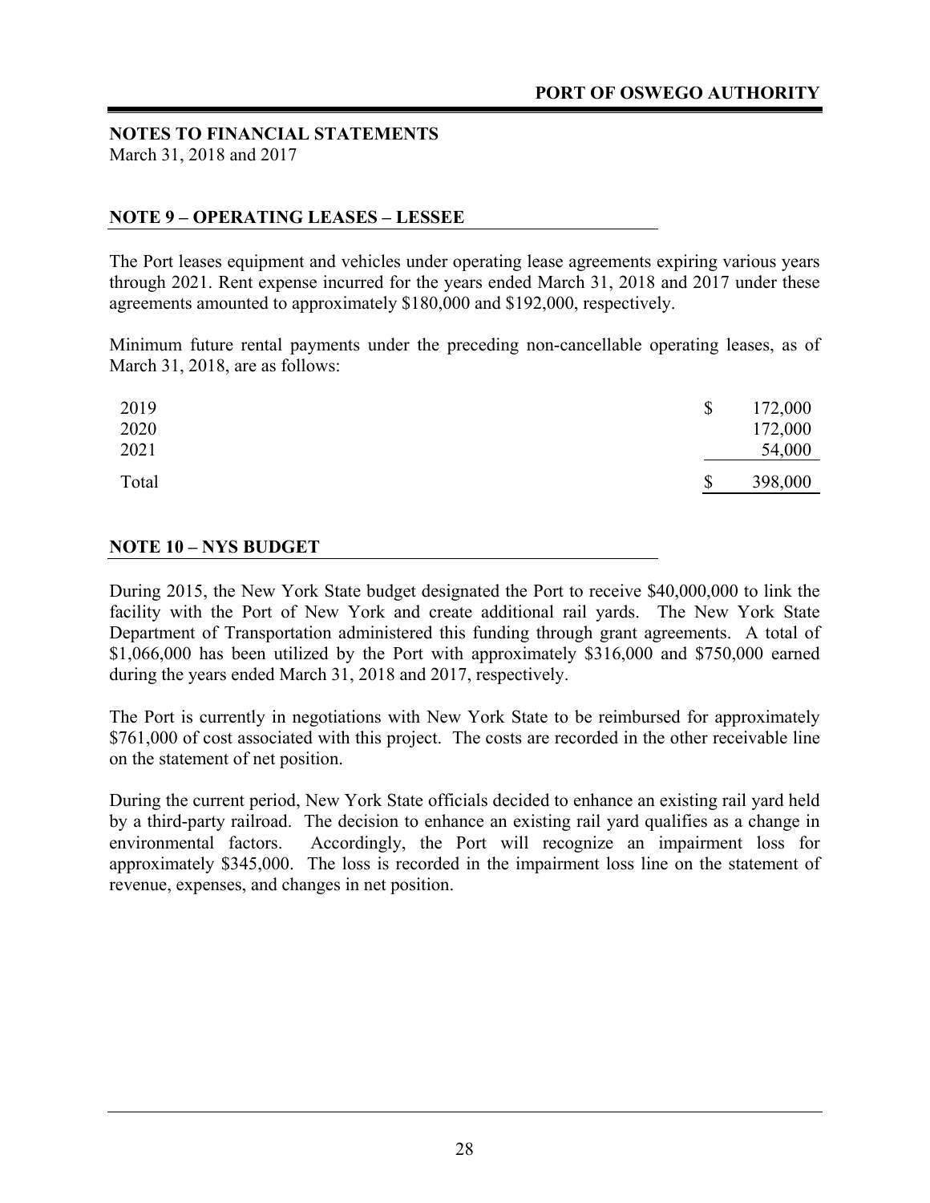**NOTES TO FINANCIAL STATEMENTS**
March 31, 2018 and 2017

## NOTE 9 – OPERATING LEASES – LESSEE

The Port leases equipment and vehicles under operating lease agreements expiring various years through 2021. Rent expense incurred for the years ended March 31, 2018 and 2017 under these agreements amounted to approximately $180,000 and $192,000, respectively.

Minimum future rental payments under the preceding non-cancellable operating leases, as of March 31, 2018, are as follows:

| | |
|---|---|
| 2019 | $ 172,000 |
| 2020 | 172,000 |
| 2021 | 54,000 |
| Total | $ 398,000 |

## NOTE 10 – NYS BUDGET

During 2015, the New York State budget designated the Port to receive $40,000,000 to link the facility with the Port of New York and create additional rail yards. The New York State Department of Transportation administered this funding through grant agreements. A total of $1,066,000 has been utilized by the Port with approximately $316,000 and $750,000 earned during the years ended March 31, 2018 and 2017, respectively.

The Port is currently in negotiations with New York State to be reimbursed for approximately $761,000 of cost associated with this project. The costs are recorded in the other receivable line on the statement of net position.

During the current period, New York State officials decided to enhance an existing rail yard held by a third-party railroad. The decision to enhance an existing rail yard qualifies as a change in environmental factors. Accordingly, the Port will recognize an impairment loss for approximately $345,000. The loss is recorded in the impairment loss line on the statement of revenue, expenses, and changes in net position.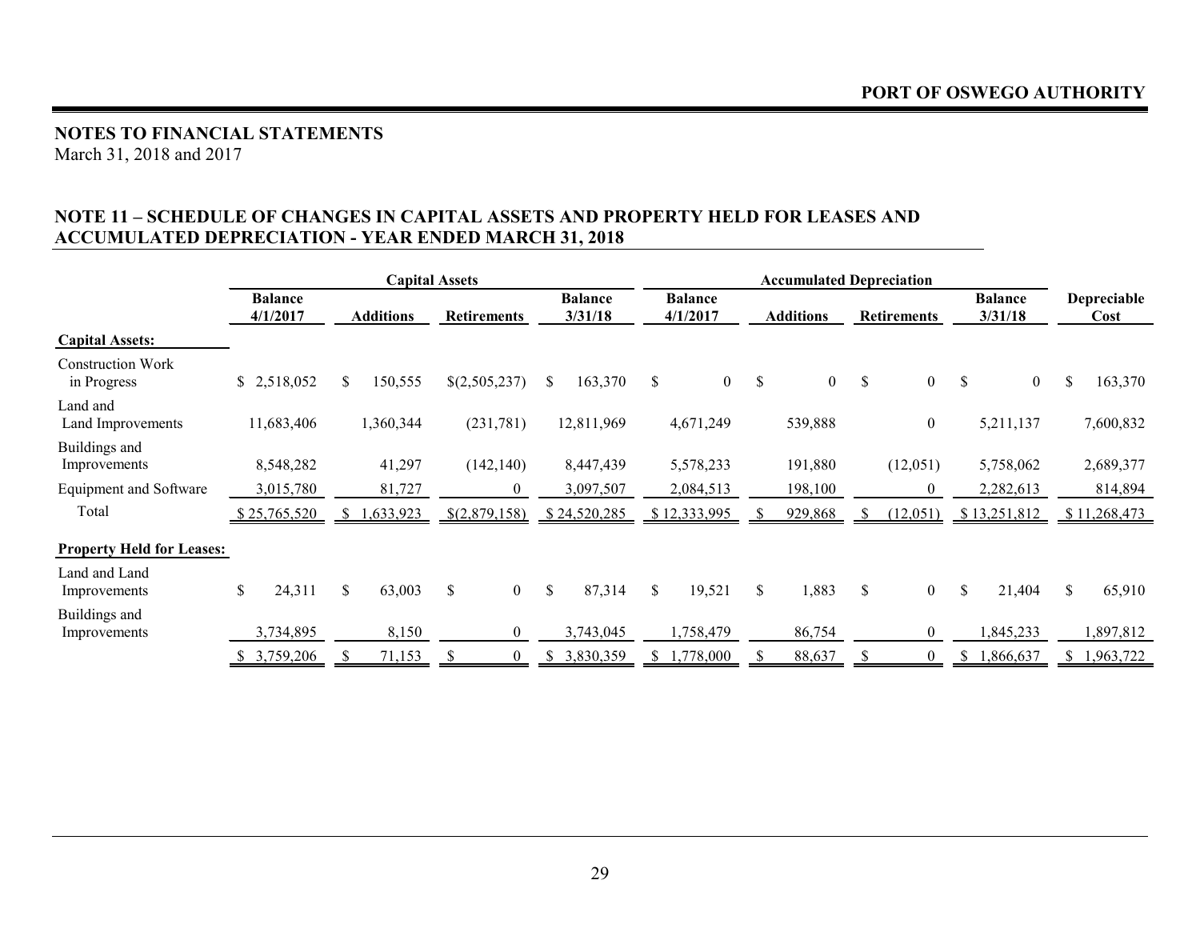## NOTES TO FINANCIAL STATEMENTS

March 31, 2018 and 2017

### NOTE 11 – SCHEDULE OF CHANGES IN CAPITAL ASSETS AND PROPERTY HELD FOR LEASES AND ACCUMULATED DEPRECIATION - YEAR ENDED MARCH 31, 2018

| | Capital Assets | | | | Accumulated Depreciation | | | | |
|---|---|---|---|---|---|---|---|---|---|
| | Balance 4/1/2017 | Additions | Retirements | Balance 3/31/18 | Balance 4/1/2017 | Additions | Retirements | Balance 3/31/18 | Depreciable Cost |
| **Capital Assets:** | | | | | | | | | |
| Construction Work in Progress | $ 2,518,052 | $ 150,555 | $(2,505,237) | $ 163,370 | $ 0 | $ 0 | $ 0 | $ 0 | $ 163,370 |
| Land and Land Improvements | 11,683,406 | 1,360,344 | (231,781) | 12,811,969 | 4,671,249 | 539,888 | 0 | 5,211,137 | 7,600,832 |
| Buildings and Improvements | 8,548,282 | 41,297 | (142,140) | 8,447,439 | 5,578,233 | 191,880 | (12,051) | 5,758,062 | 2,689,377 |
| Equipment and Software | 3,015,780 | 81,727 | 0 | 3,097,507 | 2,084,513 | 198,100 | 0 | 2,282,613 | 814,894 |
| Total | $ 25,765,520 | $ 1,633,923 | $(2,879,158) | $ 24,520,285 | $ 12,333,995 | $ 929,868 | $ (12,051) | $ 13,251,812 | $ 11,268,473 |
| **Property Held for Leases:** | | | | | | | | | |
| Land and Land Improvements | $ 24,311 | $ 63,003 | $ 0 | $ 87,314 | $ 19,521 | $ 1,883 | $ 0 | $ 21,404 | $ 65,910 |
| Buildings and Improvements | 3,734,895 | 8,150 | 0 | 3,743,045 | 1,758,479 | 86,754 | 0 | 1,845,233 | 1,897,812 |
| | $ 3,759,206 | $ 71,153 | $ 0 | $ 3,830,359 | $ 1,778,000 | $ 88,637 | $ 0 | $ 1,866,637 | $ 1,963,722 |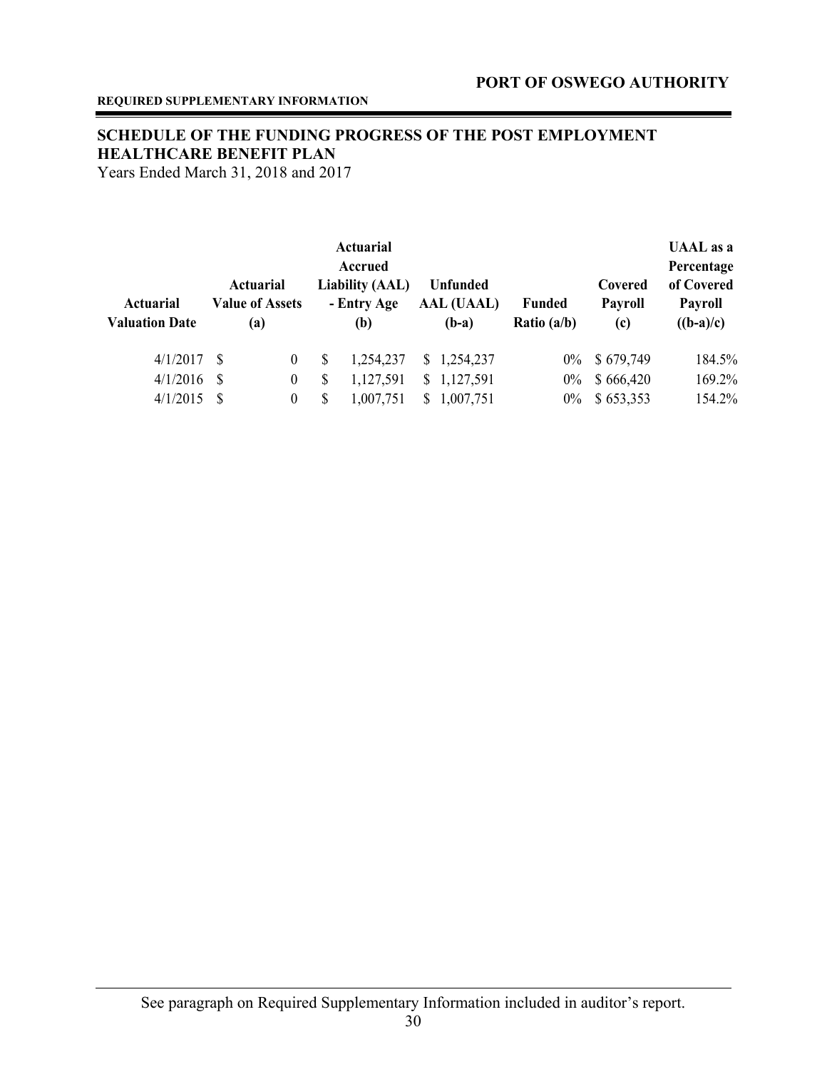**REQUIRED SUPPLEMENTARY INFORMATION**

## SCHEDULE OF THE FUNDING PROGRESS OF THE POST EMPLOYMENT HEALTHCARE BENEFIT PLAN

Years Ended March 31, 2018 and 2017

| Actuarial Valuation Date | Actuarial Value of Assets (a) | Actuarial Accrued Liability (AAL) - Entry Age (b) | Unfunded AAL (UAAL) (b-a) | Funded Ratio (a/b) | Covered Payroll (c) | UAAL as a Percentage of Covered Payroll ((b-a)/c) |
|---|---|---|---|---|---|---|
| 4/1/2017 | $ 0 | $ 1,254,237 | $ 1,254,237 | 0% | $ 679,749 | 184.5% |
| 4/1/2016 | $ 0 | $ 1,127,591 | $ 1,127,591 | 0% | $ 666,420 | 169.2% |
| 4/1/2015 | $ 0 | $ 1,007,751 | $ 1,007,751 | 0% | $ 653,353 | 154.2% |

See paragraph on Required Supplementary Information included in auditor's report.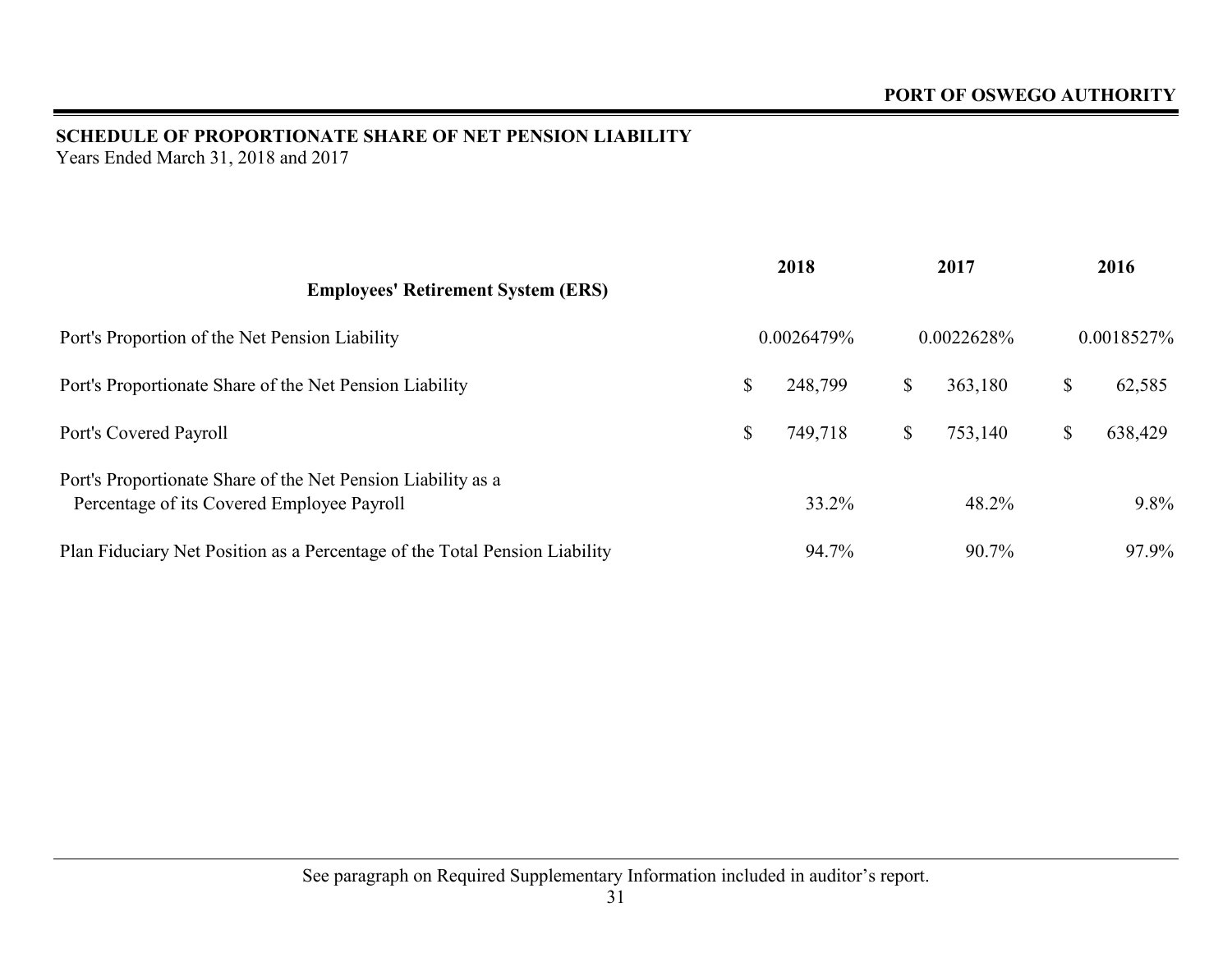## SCHEDULE OF PROPORTIONATE SHARE OF NET PENSION LIABILITY

Years Ended March 31, 2018 and 2017

| Employees' Retirement System (ERS) | 2018 | 2017 | 2016 |
|---|---|---|---|
| Port's Proportion of the Net Pension Liability | 0.0026479% | 0.0022628% | 0.0018527% |
| Port's Proportionate Share of the Net Pension Liability | $ 248,799 | $ 363,180 | $ 62,585 |
| Port's Covered Payroll | $ 749,718 | $ 753,140 | $ 638,429 |
| Port's Proportionate Share of the Net Pension Liability as a Percentage of its Covered Employee Payroll | 33.2% | 48.2% | 9.8% |
| Plan Fiduciary Net Position as a Percentage of the Total Pension Liability | 94.7% | 90.7% | 97.9% |

See paragraph on Required Supplementary Information included in auditor's report.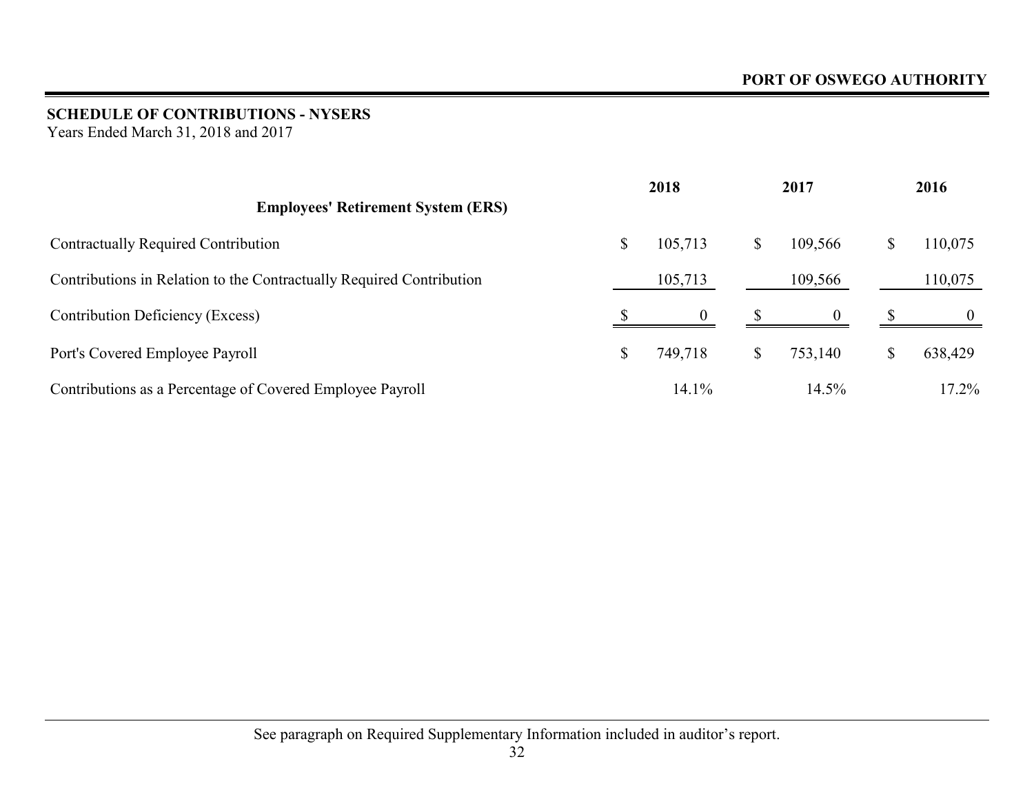## SCHEDULE OF CONTRIBUTIONS - NYSERS

Years Ended March 31, 2018 and 2017

| Employees' Retirement System (ERS) | 2018 | 2017 | 2016 |
|---|---|---|---|
| Contractually Required Contribution | $ 105,713 | $ 109,566 | $ 110,075 |
| Contributions in Relation to the Contractually Required Contribution | 105,713 | 109,566 | 110,075 |
| Contribution Deficiency (Excess) | $ 0 | $ 0 | $ 0 |
| Port's Covered Employee Payroll | $ 749,718 | $ 753,140 | $ 638,429 |
| Contributions as a Percentage of Covered Employee Payroll | 14.1% | 14.5% | 17.2% |

See paragraph on Required Supplementary Information included in auditor's report.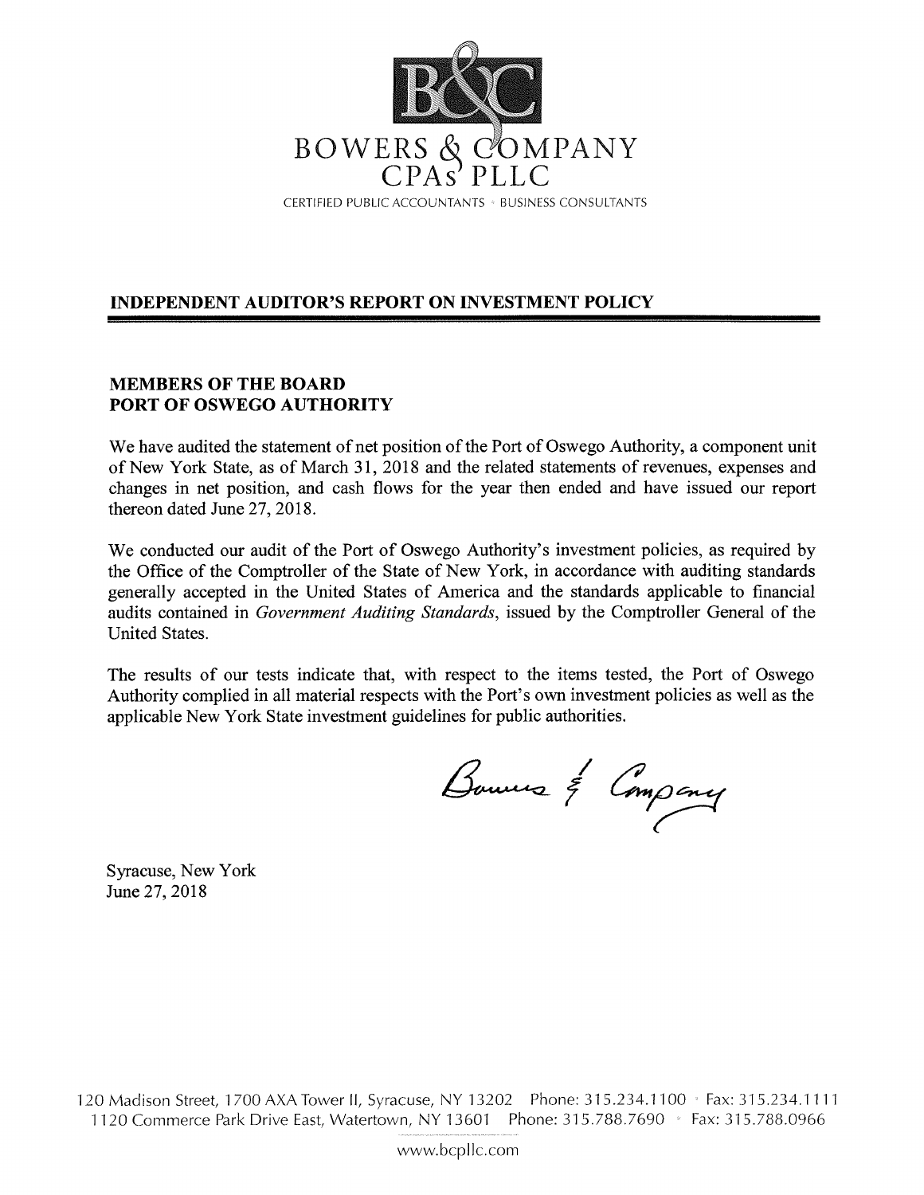BOWERS & COMPANY
CPAs PLLC

CERTIFIED PUBLIC ACCOUNTANTS • BUSINESS CONSULTANTS

## INDEPENDENT AUDITOR'S REPORT ON INVESTMENT POLICY

**MEMBERS OF THE BOARD**
**PORT OF OSWEGO AUTHORITY**

We have audited the statement of net position of the Port of Oswego Authority, a component unit of New York State, as of March 31, 2018 and the related statements of revenues, expenses and changes in net position, and cash flows for the year then ended and have issued our report thereon dated June 27, 2018.

We conducted our audit of the Port of Oswego Authority's investment policies, as required by the Office of the Comptroller of the State of New York, in accordance with auditing standards generally accepted in the United States of America and the standards applicable to financial audits contained in *Government Auditing Standards*, issued by the Comptroller General of the United States.

The results of our tests indicate that, with respect to the items tested, the Port of Oswego Authority complied in all material respects with the Port's own investment policies as well as the applicable New York State investment guidelines for public authorities.

Bowers & Company

Syracuse, New York
June 27, 2018

120 Madison Street, 1700 AXA Tower II, Syracuse, NY 13202 Phone: 315.234.1100 • Fax: 315.234.1111
1120 Commerce Park Drive East, Watertown, NY 13601 Phone: 315.788.7690 • Fax: 315.788.0966

www.bcpllc.com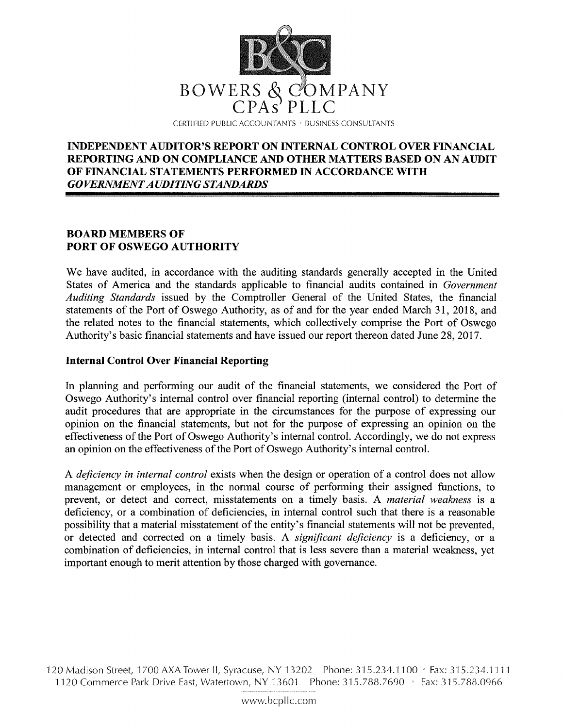BOWERS & COMPANY CPAs PLLC

CERTIFIED PUBLIC ACCOUNTANTS • BUSINESS CONSULTANTS

# INDEPENDENT AUDITOR'S REPORT ON INTERNAL CONTROL OVER FINANCIAL REPORTING AND ON COMPLIANCE AND OTHER MATTERS BASED ON AN AUDIT OF FINANCIAL STATEMENTS PERFORMED IN ACCORDANCE WITH *GOVERNMENT AUDITING STANDARDS*

**BOARD MEMBERS OF**
**PORT OF OSWEGO AUTHORITY**

We have audited, in accordance with the auditing standards generally accepted in the United States of America and the standards applicable to financial audits contained in *Government Auditing Standards* issued by the Comptroller General of the United States, the financial statements of the Port of Oswego Authority, as of and for the year ended March 31, 2018, and the related notes to the financial statements, which collectively comprise the Port of Oswego Authority's basic financial statements and have issued our report thereon dated June 28, 2017.

## Internal Control Over Financial Reporting

In planning and performing our audit of the financial statements, we considered the Port of Oswego Authority's internal control over financial reporting (internal control) to determine the audit procedures that are appropriate in the circumstances for the purpose of expressing our opinion on the financial statements, but not for the purpose of expressing an opinion on the effectiveness of the Port of Oswego Authority's internal control. Accordingly, we do not express an opinion on the effectiveness of the Port of Oswego Authority's internal control.

A *deficiency in internal control* exists when the design or operation of a control does not allow management or employees, in the normal course of performing their assigned functions, to prevent, or detect and correct, misstatements on a timely basis. A *material weakness* is a deficiency, or a combination of deficiencies, in internal control such that there is a reasonable possibility that a material misstatement of the entity's financial statements will not be prevented, or detected and corrected on a timely basis. A *significant deficiency* is a deficiency, or a combination of deficiencies, in internal control that is less severe than a material weakness, yet important enough to merit attention by those charged with governance.

120 Madison Street, 1700 AXA Tower II, Syracuse, NY 13202 Phone: 315.234.1100 • Fax: 315.234.1111
1120 Commerce Park Drive East, Watertown, NY 13601 Phone: 315.788.7690 • Fax: 315.788.0966

www.bcpllc.com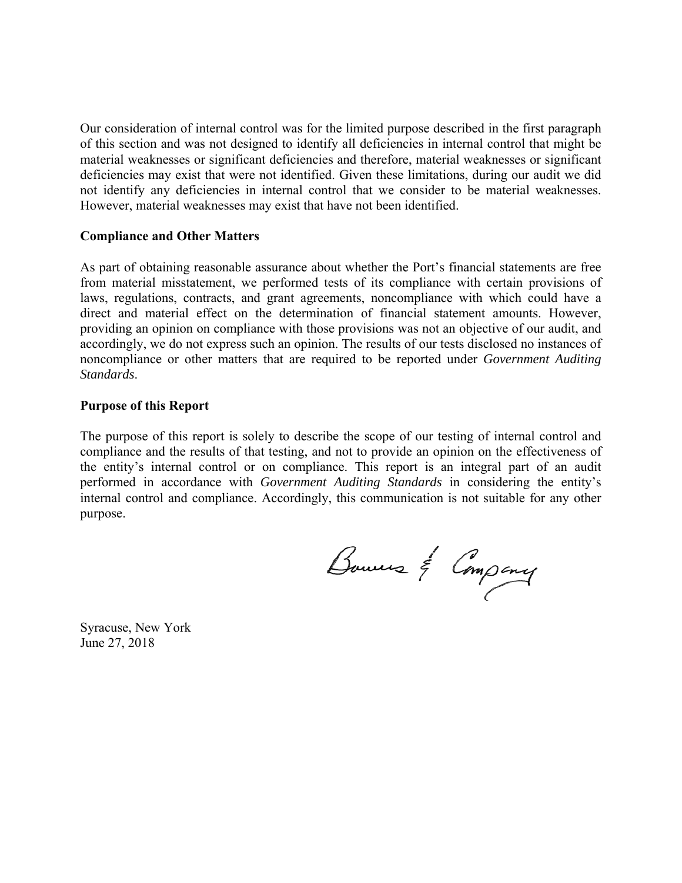Our consideration of internal control was for the limited purpose described in the first paragraph of this section and was not designed to identify all deficiencies in internal control that might be material weaknesses or significant deficiencies and therefore, material weaknesses or significant deficiencies may exist that were not identified. Given these limitations, during our audit we did not identify any deficiencies in internal control that we consider to be material weaknesses. However, material weaknesses may exist that have not been identified.

**Compliance and Other Matters**

As part of obtaining reasonable assurance about whether the Port's financial statements are free from material misstatement, we performed tests of its compliance with certain provisions of laws, regulations, contracts, and grant agreements, noncompliance with which could have a direct and material effect on the determination of financial statement amounts. However, providing an opinion on compliance with those provisions was not an objective of our audit, and accordingly, we do not express such an opinion. The results of our tests disclosed no instances of noncompliance or other matters that are required to be reported under *Government Auditing Standards*.

**Purpose of this Report**

The purpose of this report is solely to describe the scope of our testing of internal control and compliance and the results of that testing, and not to provide an opinion on the effectiveness of the entity's internal control or on compliance. This report is an integral part of an audit performed in accordance with *Government Auditing Standards* in considering the entity's internal control and compliance. Accordingly, this communication is not suitable for any other purpose.

Bowers & Company

Syracuse, New York
June 27, 2018